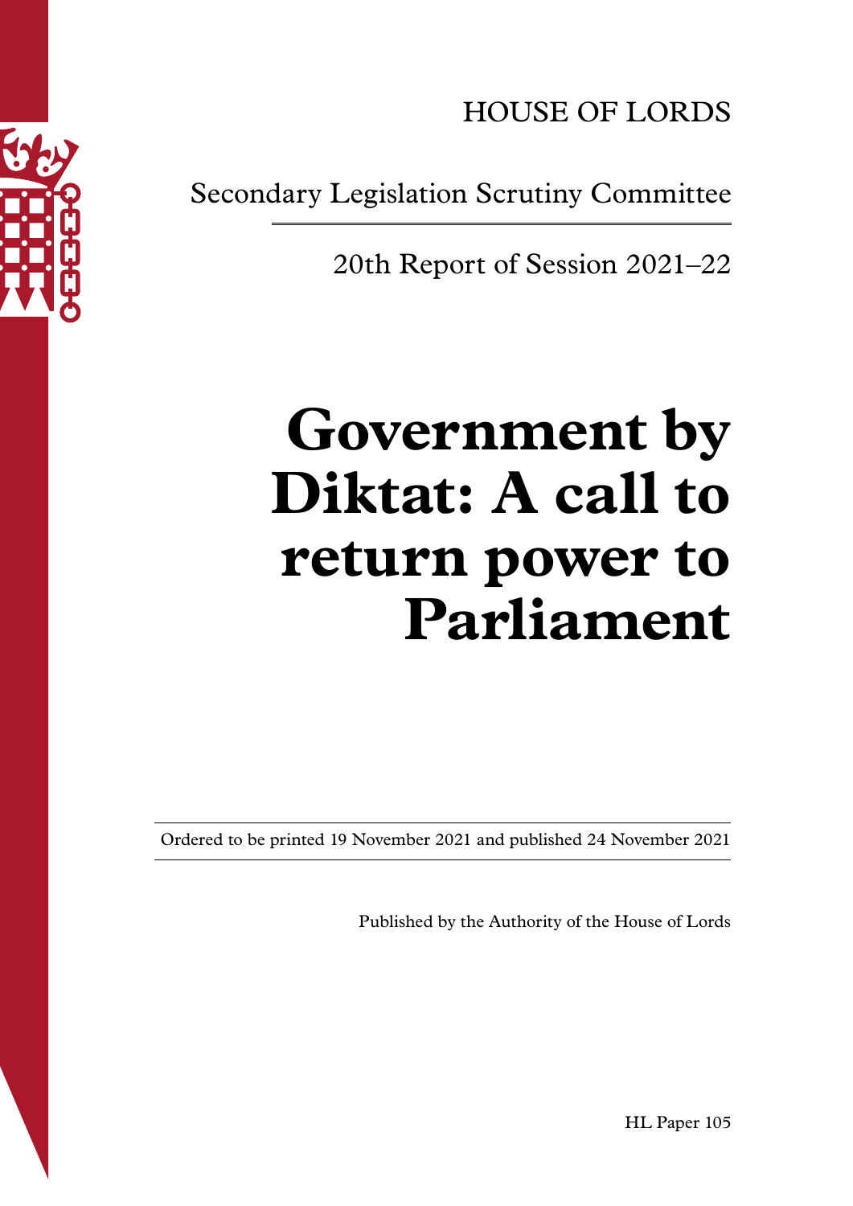HOUSE OF LORDS

Secondary Legislation Scrutiny Committee

20th Report of Session 2021–22

# Government by Diktat: A call to return power to Parliament

Ordered to be printed 19 November 2021 and published 24 November 2021

Published by the Authority of the House of Lords

HL Paper 105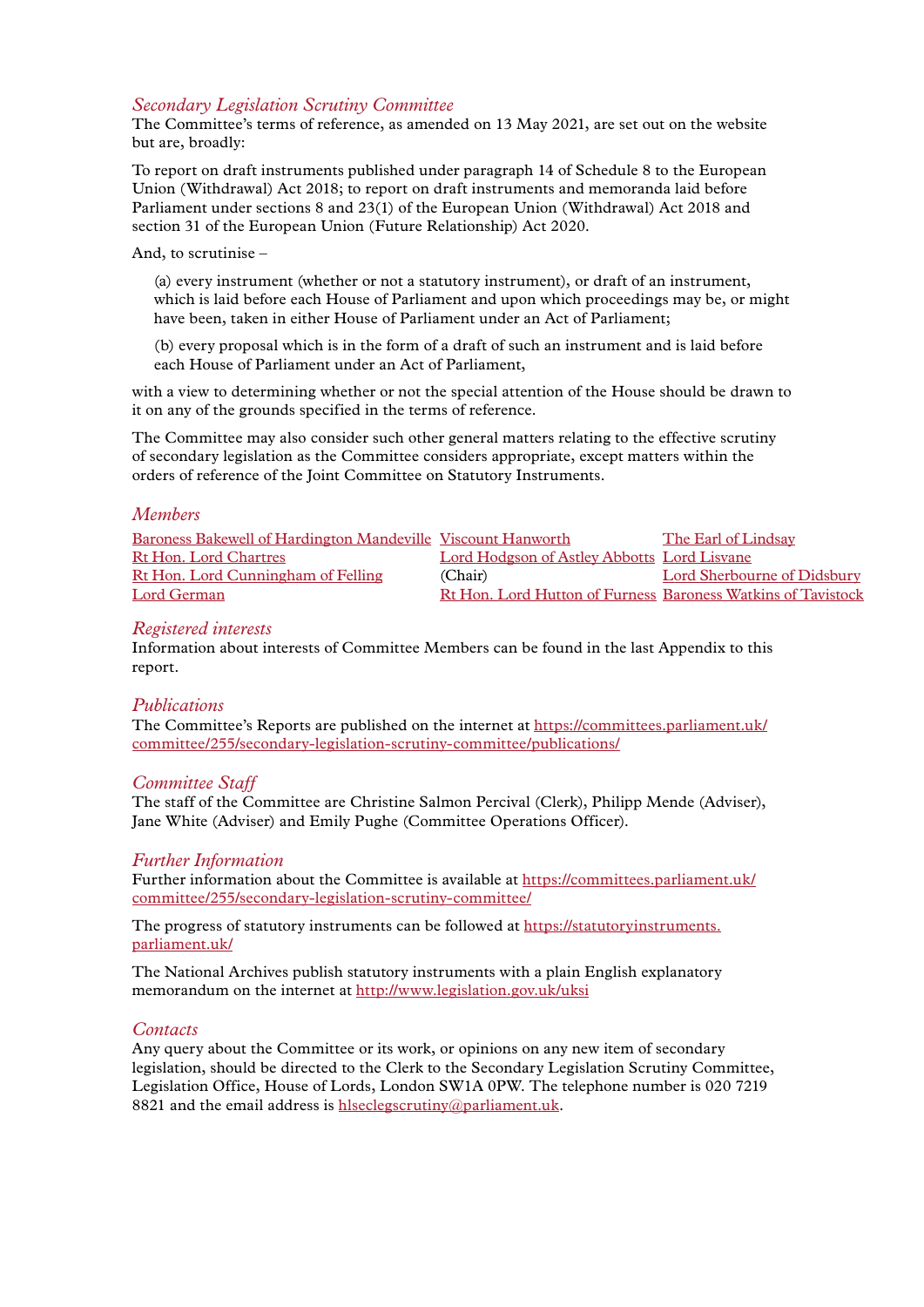## *Secondary Legislation Scrutiny Committee*

The Committee's terms of reference, as amended on 13 May 2021, are set out on the website but are, broadly:

To report on draft instruments published under paragraph 14 of Schedule 8 to the European Union (Withdrawal) Act 2018; to report on draft instruments and memoranda laid before Parliament under sections 8 and 23(1) of the European Union (Withdrawal) Act 2018 and section 31 of the European Union (Future Relationship) Act 2020.

And, to scrutinise –

(a) every instrument (whether or not a statutory instrument), or draft of an instrument, which is laid before each House of Parliament and upon which proceedings may be, or might have been, taken in either House of Parliament under an Act of Parliament;

(b) every proposal which is in the form of a draft of such an instrument and is laid before each House of Parliament under an Act of Parliament,

with a view to determining whether or not the special attention of the House should be drawn to it on any of the grounds specified in the terms of reference.

The Committee may also consider such other general matters relating to the effective scrutiny of secondary legislation as the Committee considers appropriate, except matters within the orders of reference of the Joint Committee on Statutory Instruments.

## *Members*

- Baroness Bakewell of Hardington Mandeville
- Rt Hon. Lord Chartres
- Rt Hon. Lord Cunningham of Felling
- Lord German
- Viscount Hanworth
- Lord Hodgson of Astley Abbotts (Chair)
- Rt Hon. Lord Hutton of Furness
- The Earl of Lindsay
- Lord Lisvane
- Lord Sherbourne of Didsbury
- Baroness Watkins of Tavistock

## *Registered interests*

Information about interests of Committee Members can be found in the last Appendix to this report.

## *Publications*

The Committee's Reports are published on the internet at https://committees.parliament.uk/committee/255/secondary-legislation-scrutiny-committee/publications/

## *Committee Staff*

The staff of the Committee are Christine Salmon Percival (Clerk), Philipp Mende (Adviser), Jane White (Adviser) and Emily Pughe (Committee Operations Officer).

## *Further Information*

Further information about the Committee is available at https://committees.parliament.uk/committee/255/secondary-legislation-scrutiny-committee/

The progress of statutory instruments can be followed at https://statutoryinstruments.parliament.uk/

The National Archives publish statutory instruments with a plain English explanatory memorandum on the internet at http://www.legislation.gov.uk/uksi

## *Contacts*

Any query about the Committee or its work, or opinions on any new item of secondary legislation, should be directed to the Clerk to the Secondary Legislation Scrutiny Committee, Legislation Office, House of Lords, London SW1A 0PW. The telephone number is 020 7219 8821 and the email address is hlseclegscrutiny@parliament.uk.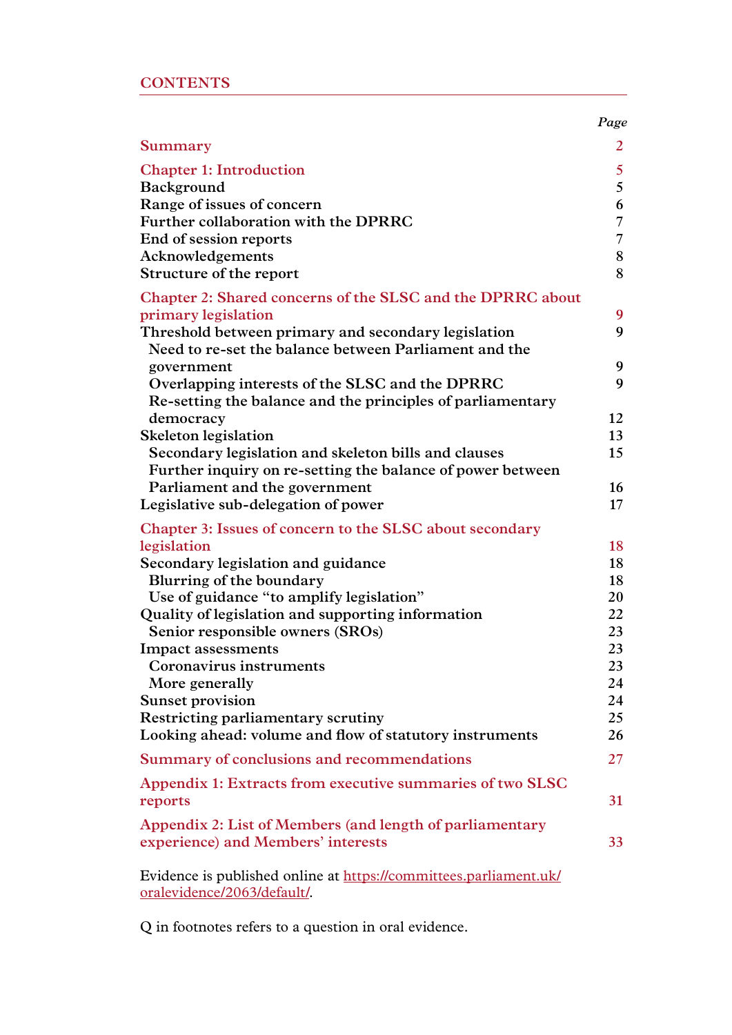## CONTENTS

| | Page |
|---|---|
| **Summary** | 2 |
| **Chapter 1: Introduction** | 5 |
| Background | 5 |
| Range of issues of concern | 6 |
| Further collaboration with the DPRRC | 7 |
| End of session reports | 7 |
| Acknowledgements | 8 |
| Structure of the report | 8 |
| **Chapter 2: Shared concerns of the SLSC and the DPRRC about primary legislation** | 9 |
| Threshold between primary and secondary legislation | 9 |
| Need to re-set the balance between Parliament and the government | 9 |
| Overlapping interests of the SLSC and the DPRRC | 9 |
| Re-setting the balance and the principles of parliamentary democracy | 12 |
| Skeleton legislation | 13 |
| Secondary legislation and skeleton bills and clauses | 15 |
| Further inquiry on re-setting the balance of power between Parliament and the government | 16 |
| Legislative sub-delegation of power | 17 |
| **Chapter 3: Issues of concern to the SLSC about secondary legislation** | 18 |
| Secondary legislation and guidance | 18 |
| Blurring of the boundary | 18 |
| Use of guidance "to amplify legislation" | 20 |
| Quality of legislation and supporting information | 22 |
| Senior responsible owners (SROs) | 23 |
| Impact assessments | 23 |
| Coronavirus instruments | 23 |
| More generally | 24 |
| Sunset provision | 24 |
| Restricting parliamentary scrutiny | 25 |
| Looking ahead: volume and flow of statutory instruments | 26 |
| **Summary of conclusions and recommendations** | 27 |
| **Appendix 1: Extracts from executive summaries of two SLSC reports** | 31 |
| **Appendix 2: List of Members (and length of parliamentary experience) and Members' interests** | 33 |

Evidence is published online at https://committees.parliament.uk/oralevidence/2063/default/.

Q in footnotes refers to a question in oral evidence.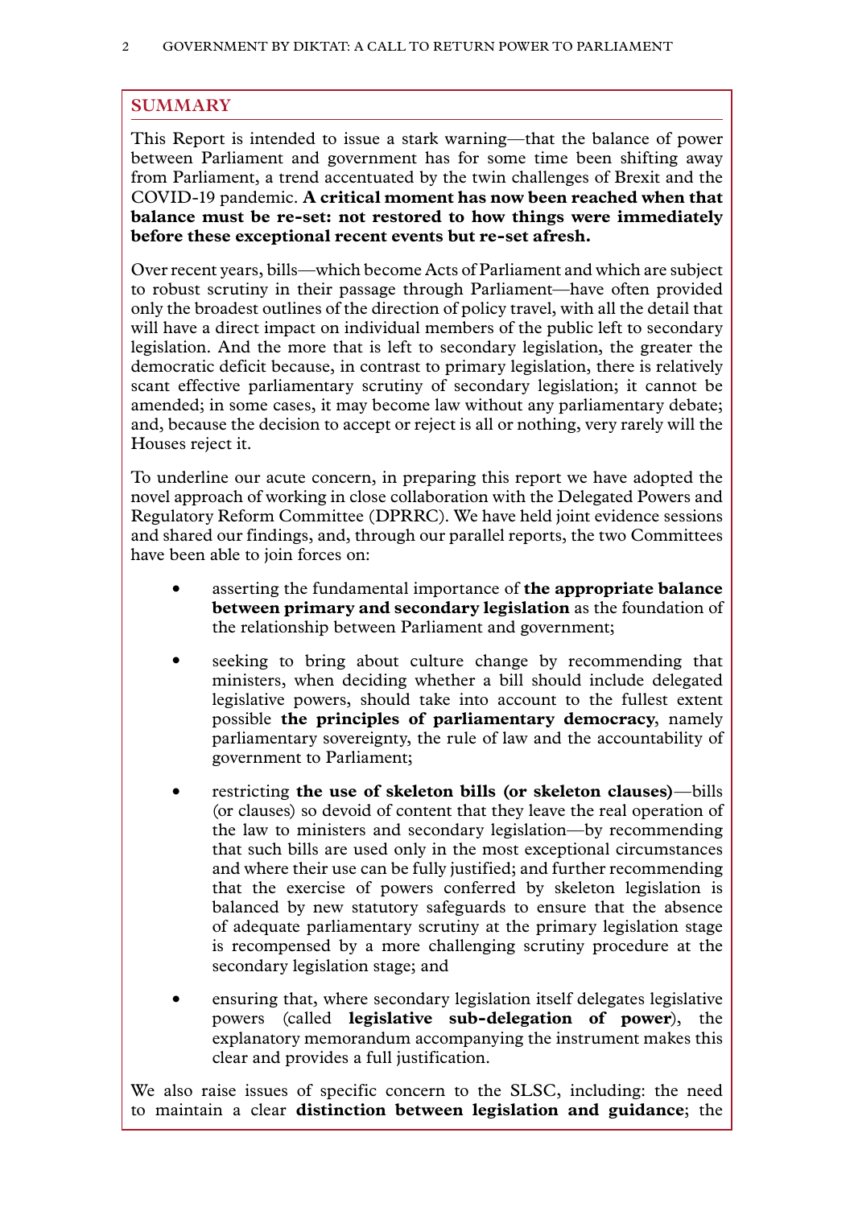## SUMMARY

This Report is intended to issue a stark warning—that the balance of power between Parliament and government has for some time been shifting away from Parliament, a trend accentuated by the twin challenges of Brexit and the COVID-19 pandemic. **A critical moment has now been reached when that balance must be re-set: not restored to how things were immediately before these exceptional recent events but re-set afresh.**

Over recent years, bills—which become Acts of Parliament and which are subject to robust scrutiny in their passage through Parliament—have often provided only the broadest outlines of the direction of policy travel, with all the detail that will have a direct impact on individual members of the public left to secondary legislation. And the more that is left to secondary legislation, the greater the democratic deficit because, in contrast to primary legislation, there is relatively scant effective parliamentary scrutiny of secondary legislation; it cannot be amended; in some cases, it may become law without any parliamentary debate; and, because the decision to accept or reject is all or nothing, very rarely will the Houses reject it.

To underline our acute concern, in preparing this report we have adopted the novel approach of working in close collaboration with the Delegated Powers and Regulatory Reform Committee (DPRRC). We have held joint evidence sessions and shared our findings, and, through our parallel reports, the two Committees have been able to join forces on:

- asserting the fundamental importance of **the appropriate balance between primary and secondary legislation** as the foundation of the relationship between Parliament and government;
- seeking to bring about culture change by recommending that ministers, when deciding whether a bill should include delegated legislative powers, should take into account to the fullest extent possible **the principles of parliamentary democracy**, namely parliamentary sovereignty, the rule of law and the accountability of government to Parliament;
- restricting **the use of skeleton bills (or skeleton clauses)**—bills (or clauses) so devoid of content that they leave the real operation of the law to ministers and secondary legislation—by recommending that such bills are used only in the most exceptional circumstances and where their use can be fully justified; and further recommending that the exercise of powers conferred by skeleton legislation is balanced by new statutory safeguards to ensure that the absence of adequate parliamentary scrutiny at the primary legislation stage is recompensed by a more challenging scrutiny procedure at the secondary legislation stage; and
- ensuring that, where secondary legislation itself delegates legislative powers (called **legislative sub-delegation of power**), the explanatory memorandum accompanying the instrument makes this clear and provides a full justification.

We also raise issues of specific concern to the SLSC, including: the need to maintain a clear **distinction between legislation and guidance**; the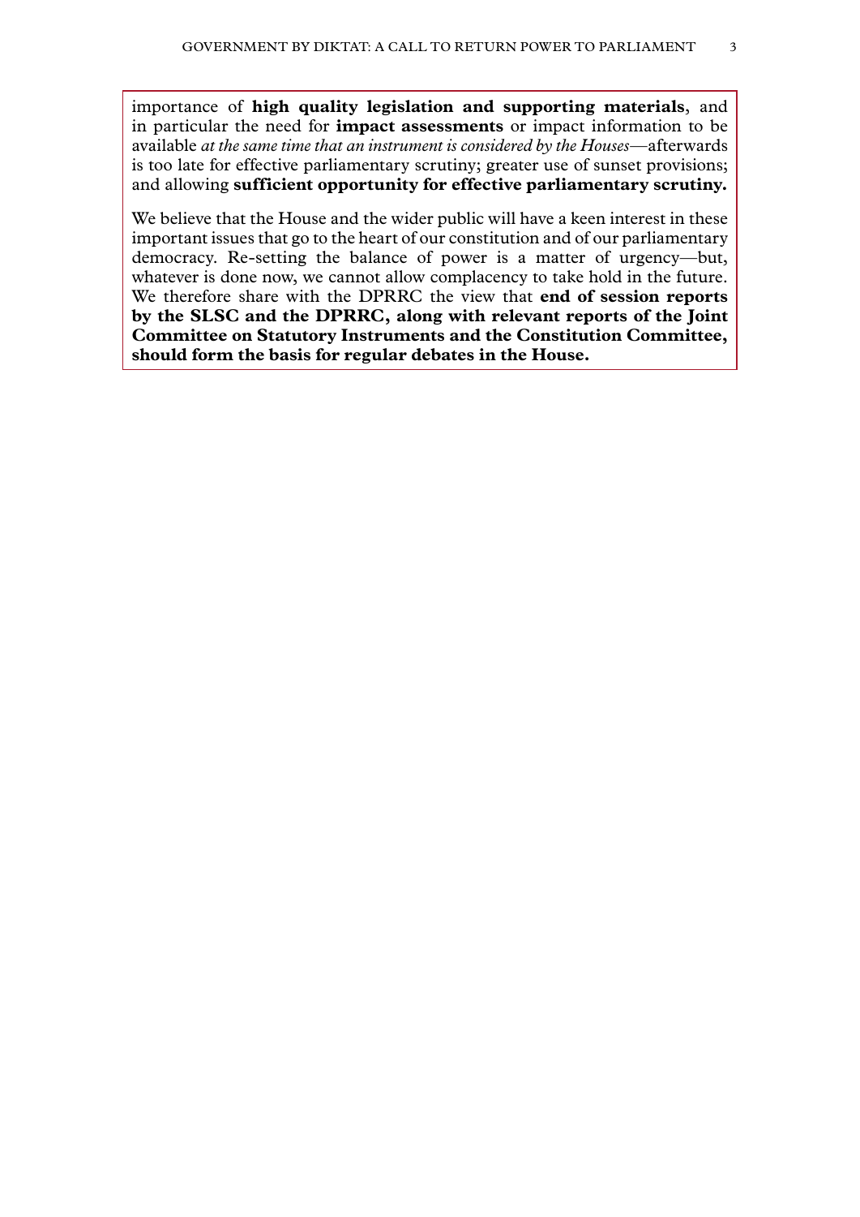importance of **high quality legislation and supporting materials**, and in particular the need for **impact assessments** or impact information to be available *at the same time that an instrument is considered by the Houses*—afterwards is too late for effective parliamentary scrutiny; greater use of sunset provisions; and allowing **sufficient opportunity for effective parliamentary scrutiny.**

We believe that the House and the wider public will have a keen interest in these important issues that go to the heart of our constitution and of our parliamentary democracy. Re-setting the balance of power is a matter of urgency—but, whatever is done now, we cannot allow complacency to take hold in the future. We therefore share with the DPRRC the view that **end of session reports by the SLSC and the DPRRC, along with relevant reports of the Joint Committee on Statutory Instruments and the Constitution Committee, should form the basis for regular debates in the House.**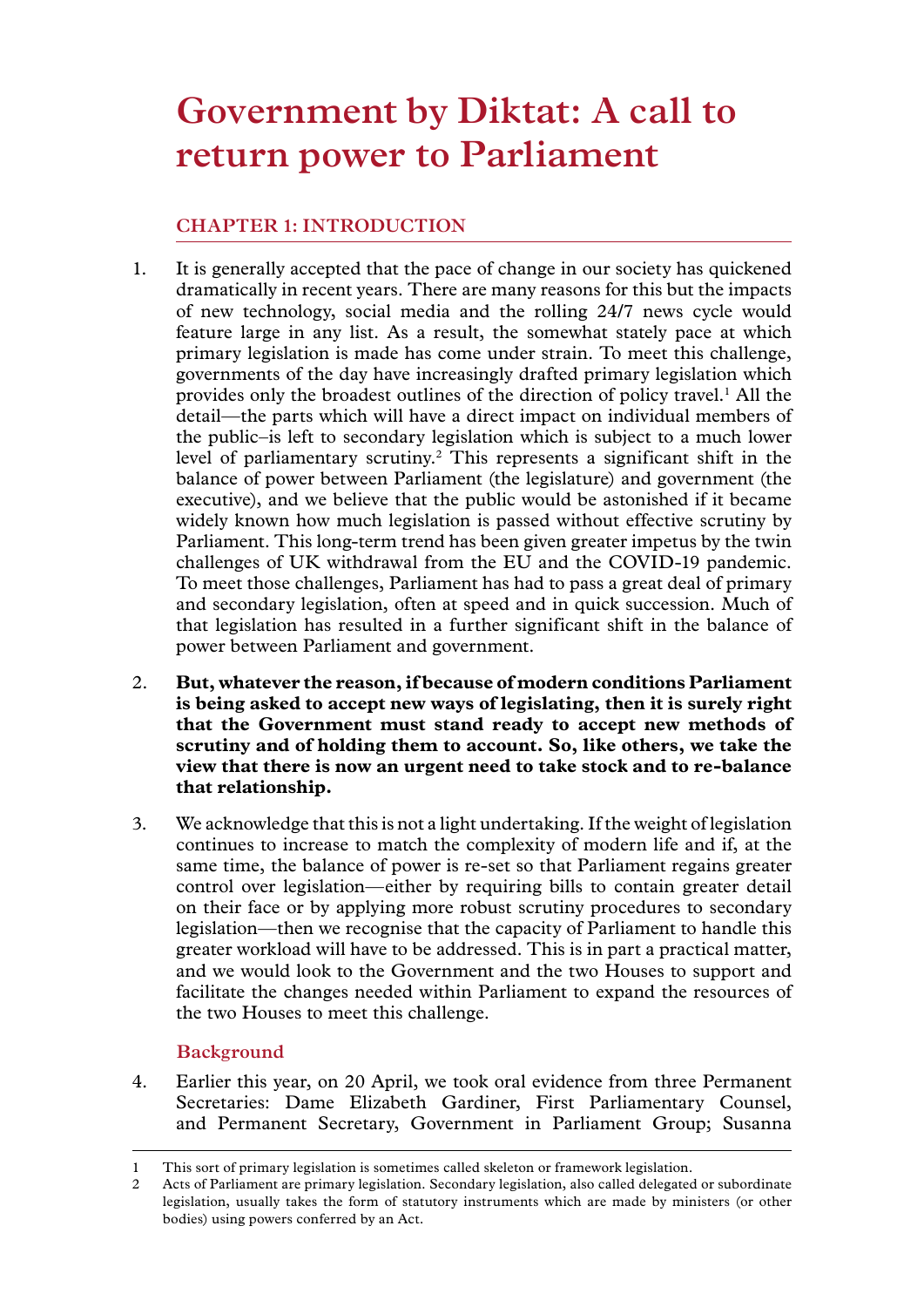# Government by Diktat: A call to return power to Parliament

## CHAPTER 1: INTRODUCTION

1. It is generally accepted that the pace of change in our society has quickened dramatically in recent years. There are many reasons for this but the impacts of new technology, social media and the rolling 24/7 news cycle would feature large in any list. As a result, the somewhat stately pace at which primary legislation is made has come under strain. To meet this challenge, governments of the day have increasingly drafted primary legislation which provides only the broadest outlines of the direction of policy travel.[1] All the detail—the parts which will have a direct impact on individual members of the public–is left to secondary legislation which is subject to a much lower level of parliamentary scrutiny.[2] This represents a significant shift in the balance of power between Parliament (the legislature) and government (the executive), and we believe that the public would be astonished if it became widely known how much legislation is passed without effective scrutiny by Parliament. This long-term trend has been given greater impetus by the twin challenges of UK withdrawal from the EU and the COVID-19 pandemic. To meet those challenges, Parliament has had to pass a great deal of primary and secondary legislation, often at speed and in quick succession. Much of that legislation has resulted in a further significant shift in the balance of power between Parliament and government.

2. **But, whatever the reason, if because of modern conditions Parliament is being asked to accept new ways of legislating, then it is surely right that the Government must stand ready to accept new methods of scrutiny and of holding them to account. So, like others, we take the view that there is now an urgent need to take stock and to re-balance that relationship.**

3. We acknowledge that this is not a light undertaking. If the weight of legislation continues to increase to match the complexity of modern life and if, at the same time, the balance of power is re-set so that Parliament regains greater control over legislation—either by requiring bills to contain greater detail on their face or by applying more robust scrutiny procedures to secondary legislation—then we recognise that the capacity of Parliament to handle this greater workload will have to be addressed. This is in part a practical matter, and we would look to the Government and the two Houses to support and facilitate the changes needed within Parliament to expand the resources of the two Houses to meet this challenge.

### Background

4. Earlier this year, on 20 April, we took oral evidence from three Permanent Secretaries: Dame Elizabeth Gardiner, First Parliamentary Counsel, and Permanent Secretary, Government in Parliament Group; Susanna

---

1 This sort of primary legislation is sometimes called skeleton or framework legislation.

2 Acts of Parliament are primary legislation. Secondary legislation, also called delegated or subordinate legislation, usually takes the form of statutory instruments which are made by ministers (or other bodies) using powers conferred by an Act.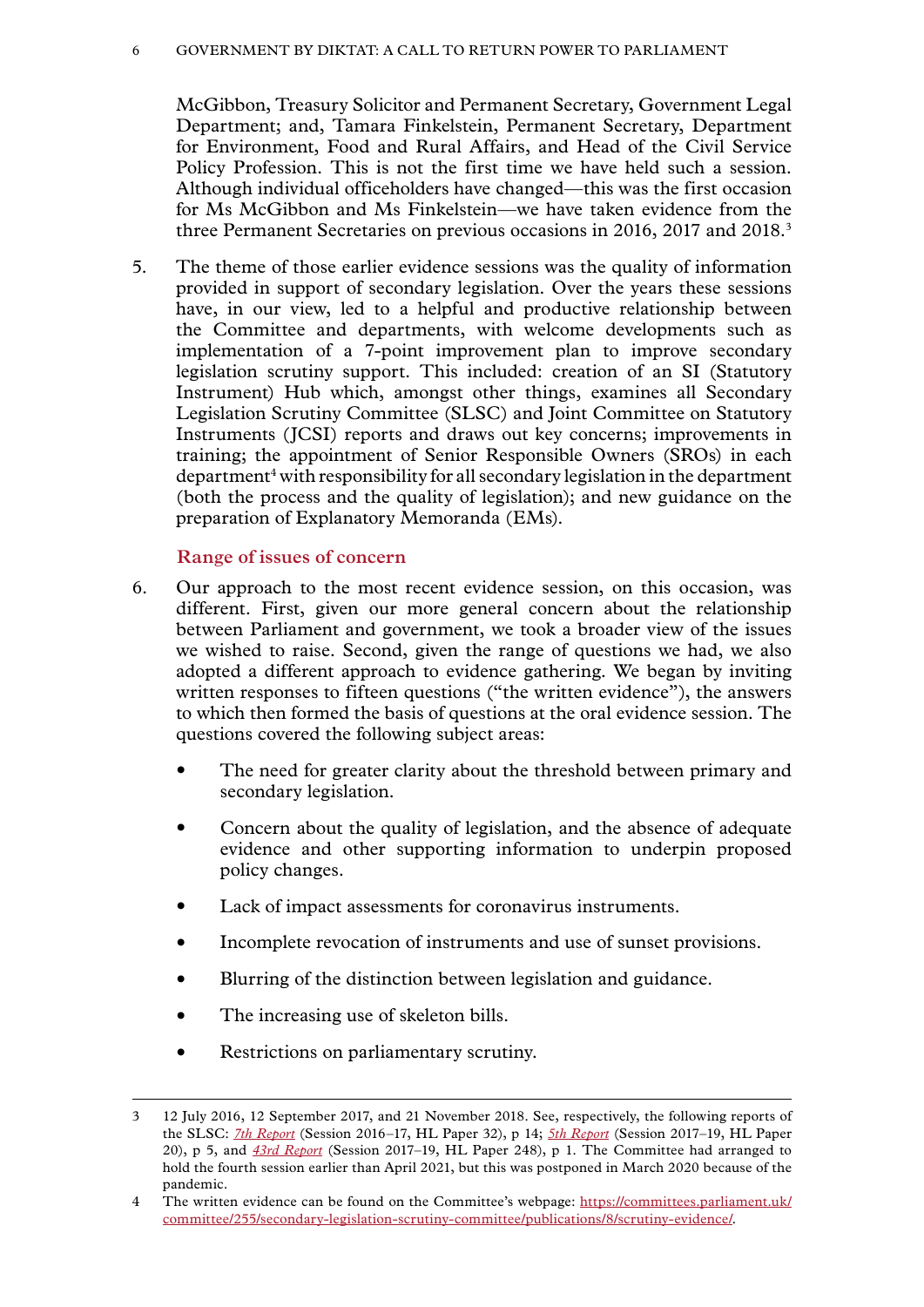McGibbon, Treasury Solicitor and Permanent Secretary, Government Legal Department; and, Tamara Finkelstein, Permanent Secretary, Department for Environment, Food and Rural Affairs, and Head of the Civil Service Policy Profession. This is not the first time we have held such a session. Although individual officeholders have changed—this was the first occasion for Ms McGibbon and Ms Finkelstein—we have taken evidence from the three Permanent Secretaries on previous occasions in 2016, 2017 and 2018.[3]

5. The theme of those earlier evidence sessions was the quality of information provided in support of secondary legislation. Over the years these sessions have, in our view, led to a helpful and productive relationship between the Committee and departments, with welcome developments such as implementation of a 7-point improvement plan to improve secondary legislation scrutiny support. This included: creation of an SI (Statutory Instrument) Hub which, amongst other things, examines all Secondary Legislation Scrutiny Committee (SLSC) and Joint Committee on Statutory Instruments (JCSI) reports and draws out key concerns; improvements in training; the appointment of Senior Responsible Owners (SROs) in each department[4] with responsibility for all secondary legislation in the department (both the process and the quality of legislation); and new guidance on the preparation of Explanatory Memoranda (EMs).

### Range of issues of concern

6. Our approach to the most recent evidence session, on this occasion, was different. First, given our more general concern about the relationship between Parliament and government, we took a broader view of the issues we wished to raise. Second, given the range of questions we had, we also adopted a different approach to evidence gathering. We began by inviting written responses to fifteen questions ("the written evidence"), the answers to which then formed the basis of questions at the oral evidence session. The questions covered the following subject areas:

- The need for greater clarity about the threshold between primary and secondary legislation.
- Concern about the quality of legislation, and the absence of adequate evidence and other supporting information to underpin proposed policy changes.
- Lack of impact assessments for coronavirus instruments.
- Incomplete revocation of instruments and use of sunset provisions.
- Blurring of the distinction between legislation and guidance.
- The increasing use of skeleton bills.
- Restrictions on parliamentary scrutiny.

---

3 12 July 2016, 12 September 2017, and 21 November 2018. See, respectively, the following reports of the SLSC: *7th Report* (Session 2016–17, HL Paper 32), p 14; *5th Report* (Session 2017–19, HL Paper 20), p 5, and *43rd Report* (Session 2017–19, HL Paper 248), p 1. The Committee had arranged to hold the fourth session earlier than April 2021, but this was postponed in March 2020 because of the pandemic.

4 The written evidence can be found on the Committee's webpage: https://committees.parliament.uk/committee/255/secondary-legislation-scrutiny-committee/publications/8/scrutiny-evidence/.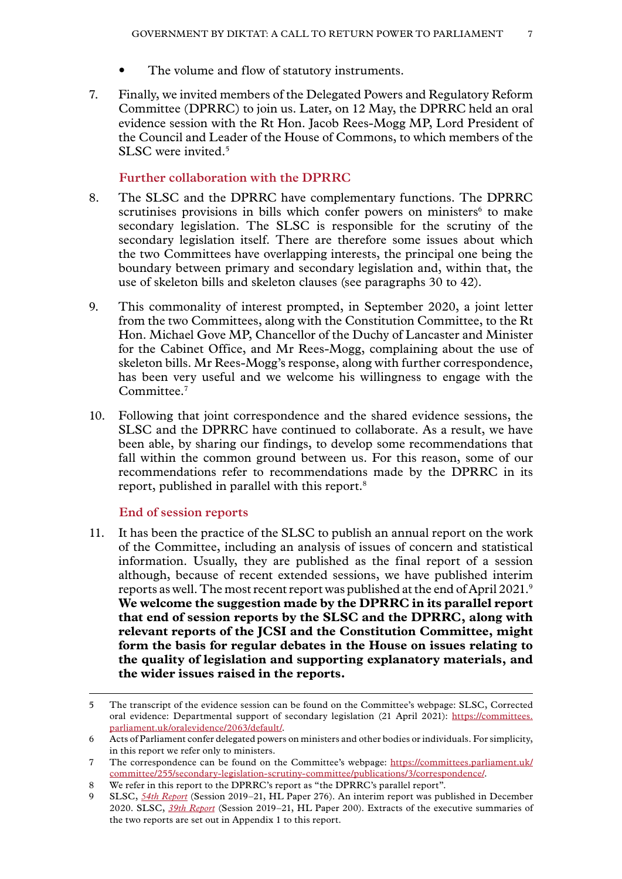- The volume and flow of statutory instruments.

7. Finally, we invited members of the Delegated Powers and Regulatory Reform Committee (DPRRC) to join us. Later, on 12 May, the DPRRC held an oral evidence session with the Rt Hon. Jacob Rees-Mogg MP, Lord President of the Council and Leader of the House of Commons, to which members of the SLSC were invited.[5]

### Further collaboration with the DPRRC

8. The SLSC and the DPRRC have complementary functions. The DPRRC scrutinises provisions in bills which confer powers on ministers[6] to make secondary legislation. The SLSC is responsible for the scrutiny of the secondary legislation itself. There are therefore some issues about which the two Committees have overlapping interests, the principal one being the boundary between primary and secondary legislation and, within that, the use of skeleton bills and skeleton clauses (see paragraphs 30 to 42).

9. This commonality of interest prompted, in September 2020, a joint letter from the two Committees, along with the Constitution Committee, to the Rt Hon. Michael Gove MP, Chancellor of the Duchy of Lancaster and Minister for the Cabinet Office, and Mr Rees-Mogg, complaining about the use of skeleton bills. Mr Rees-Mogg's response, along with further correspondence, has been very useful and we welcome his willingness to engage with the Committee.[7]

10. Following that joint correspondence and the shared evidence sessions, the SLSC and the DPRRC have continued to collaborate. As a result, we have been able, by sharing our findings, to develop some recommendations that fall within the common ground between us. For this reason, some of our recommendations refer to recommendations made by the DPRRC in its report, published in parallel with this report.[8]

### End of session reports

11. It has been the practice of the SLSC to publish an annual report on the work of the Committee, including an analysis of issues of concern and statistical information. Usually, they are published as the final report of a session although, because of recent extended sessions, we have published interim reports as well. The most recent report was published at the end of April 2021.[9] **We welcome the suggestion made by the DPRRC in its parallel report that end of session reports by the SLSC and the DPRRC, along with relevant reports of the JCSI and the Constitution Committee, might form the basis for regular debates in the House on issues relating to the quality of legislation and supporting explanatory materials, and the wider issues raised in the reports.**

---

5 The transcript of the evidence session can be found on the Committee's webpage: SLSC, Corrected oral evidence: Departmental support of secondary legislation (21 April 2021): https://committees.parliament.uk/oralevidence/2063/default/.

6 Acts of Parliament confer delegated powers on ministers and other bodies or individuals. For simplicity, in this report we refer only to ministers.

7 The correspondence can be found on the Committee's webpage: https://committees.parliament.uk/committee/255/secondary-legislation-scrutiny-committee/publications/3/correspondence/.

8 We refer in this report to the DPRRC's report as "the DPRRC's parallel report".

9 SLSC, *54th Report* (Session 2019–21, HL Paper 276). An interim report was published in December 2020. SLSC, *39th Report* (Session 2019–21, HL Paper 200). Extracts of the executive summaries of the two reports are set out in Appendix 1 to this report.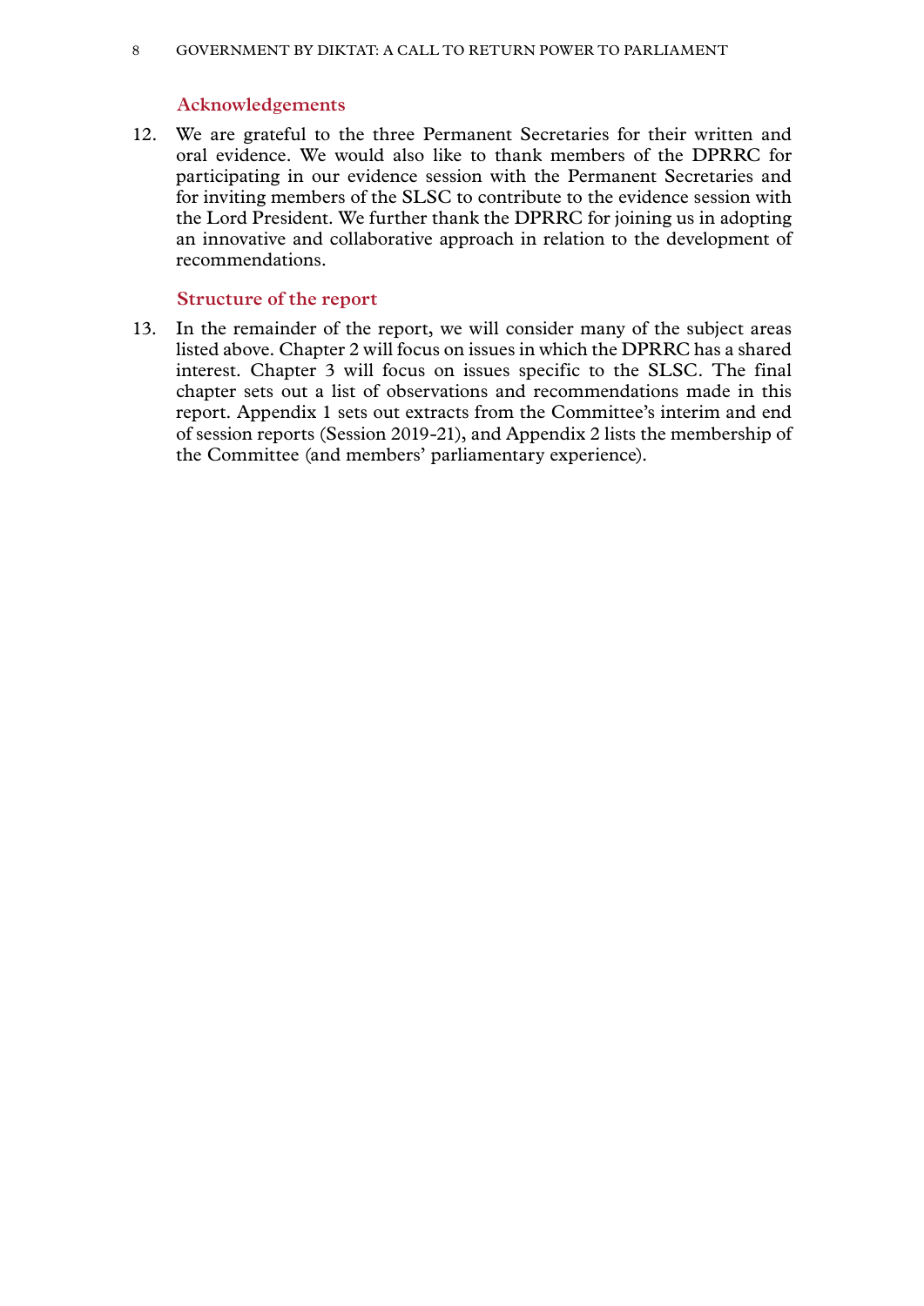### Acknowledgements

12. We are grateful to the three Permanent Secretaries for their written and oral evidence. We would also like to thank members of the DPRRC for participating in our evidence session with the Permanent Secretaries and for inviting members of the SLSC to contribute to the evidence session with the Lord President. We further thank the DPRRC for joining us in adopting an innovative and collaborative approach in relation to the development of recommendations.

### Structure of the report

13. In the remainder of the report, we will consider many of the subject areas listed above. Chapter 2 will focus on issues in which the DPRRC has a shared interest. Chapter 3 will focus on issues specific to the SLSC. The final chapter sets out a list of observations and recommendations made in this report. Appendix 1 sets out extracts from the Committee's interim and end of session reports (Session 2019-21), and Appendix 2 lists the membership of the Committee (and members' parliamentary experience).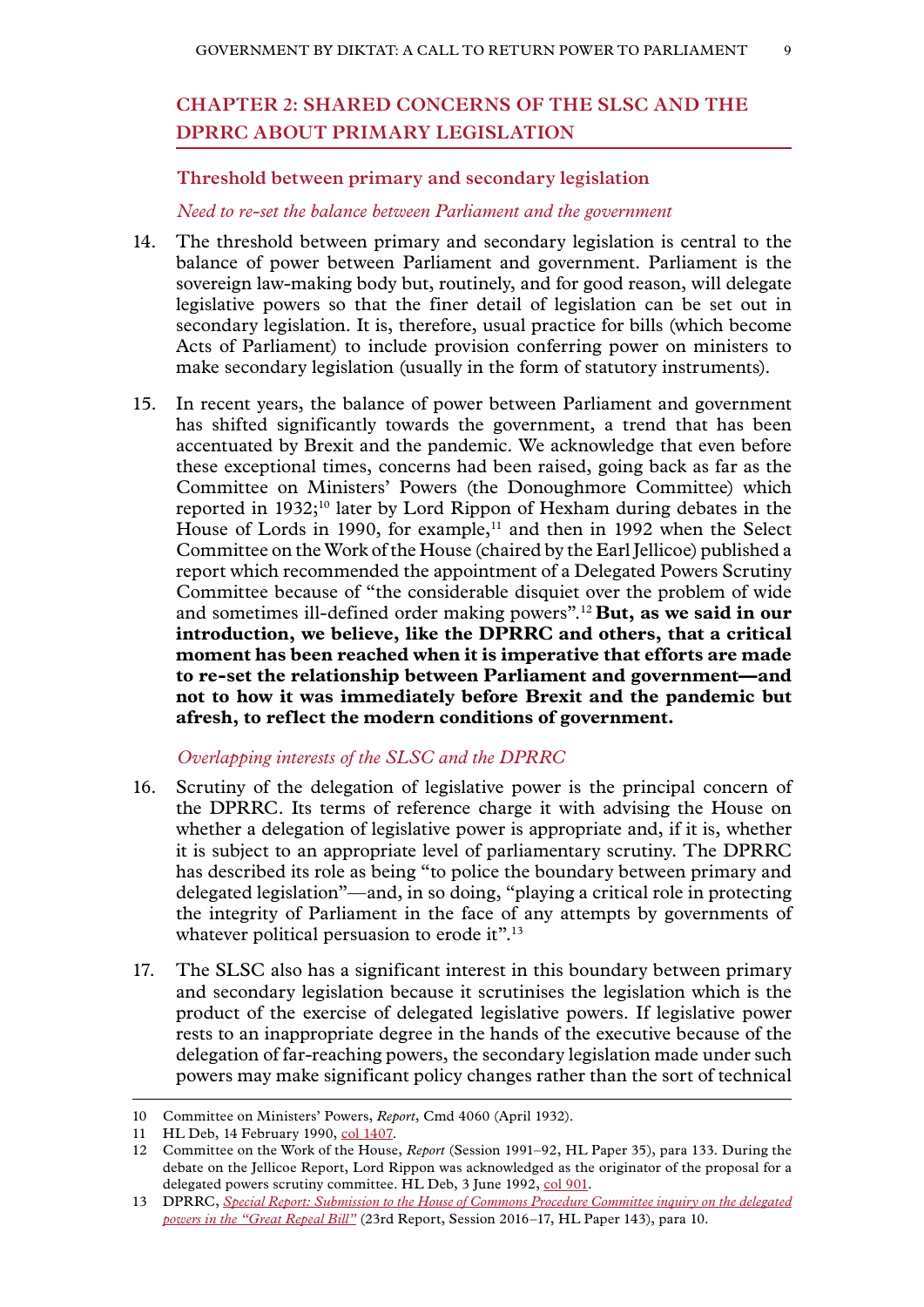## CHAPTER 2: SHARED CONCERNS OF THE SLSC AND THE DPRRC ABOUT PRIMARY LEGISLATION

### Threshold between primary and secondary legislation

*Need to re-set the balance between Parliament and the government*

14. The threshold between primary and secondary legislation is central to the balance of power between Parliament and government. Parliament is the sovereign law-making body but, routinely, and for good reason, will delegate legislative powers so that the finer detail of legislation can be set out in secondary legislation. It is, therefore, usual practice for bills (which become Acts of Parliament) to include provision conferring power on ministers to make secondary legislation (usually in the form of statutory instruments).

15. In recent years, the balance of power between Parliament and government has shifted significantly towards the government, a trend that has been accentuated by Brexit and the pandemic. We acknowledge that even before these exceptional times, concerns had been raised, going back as far as the Committee on Ministers' Powers (the Donoughmore Committee) which reported in 1932;[10] later by Lord Rippon of Hexham during debates in the House of Lords in 1990, for example,[11] and then in 1992 when the Select Committee on the Work of the House (chaired by the Earl Jellicoe) published a report which recommended the appointment of a Delegated Powers Scrutiny Committee because of "the considerable disquiet over the problem of wide and sometimes ill-defined order making powers".[12] **But, as we said in our introduction, we believe, like the DPRRC and others, that a critical moment has been reached when it is imperative that efforts are made to re-set the relationship between Parliament and government—and not to how it was immediately before Brexit and the pandemic but afresh, to reflect the modern conditions of government.**

*Overlapping interests of the SLSC and the DPRRC*

16. Scrutiny of the delegation of legislative power is the principal concern of the DPRRC. Its terms of reference charge it with advising the House on whether a delegation of legislative power is appropriate and, if it is, whether it is subject to an appropriate level of parliamentary scrutiny. The DPRRC has described its role as being "to police the boundary between primary and delegated legislation"—and, in so doing, "playing a critical role in protecting the integrity of Parliament in the face of any attempts by governments of whatever political persuasion to erode it".[13]

17. The SLSC also has a significant interest in this boundary between primary and secondary legislation because it scrutinises the legislation which is the product of the exercise of delegated legislative powers. If legislative power rests to an inappropriate degree in the hands of the executive because of the delegation of far-reaching powers, the secondary legislation made under such powers may make significant policy changes rather than the sort of technical

---

10 Committee on Ministers' Powers, *Report*, Cmd 4060 (April 1932).

11 HL Deb, 14 February 1990, col 1407.

12 Committee on the Work of the House, *Report* (Session 1991–92, HL Paper 35), para 133. During the debate on the Jellicoe Report, Lord Rippon was acknowledged as the originator of the proposal for a delegated powers scrutiny committee. HL Deb, 3 June 1992, col 901.

13 DPRRC, *Special Report: Submission to the House of Commons Procedure Committee inquiry on the delegated powers in the "Great Repeal Bill"* (23rd Report, Session 2016–17, HL Paper 143), para 10.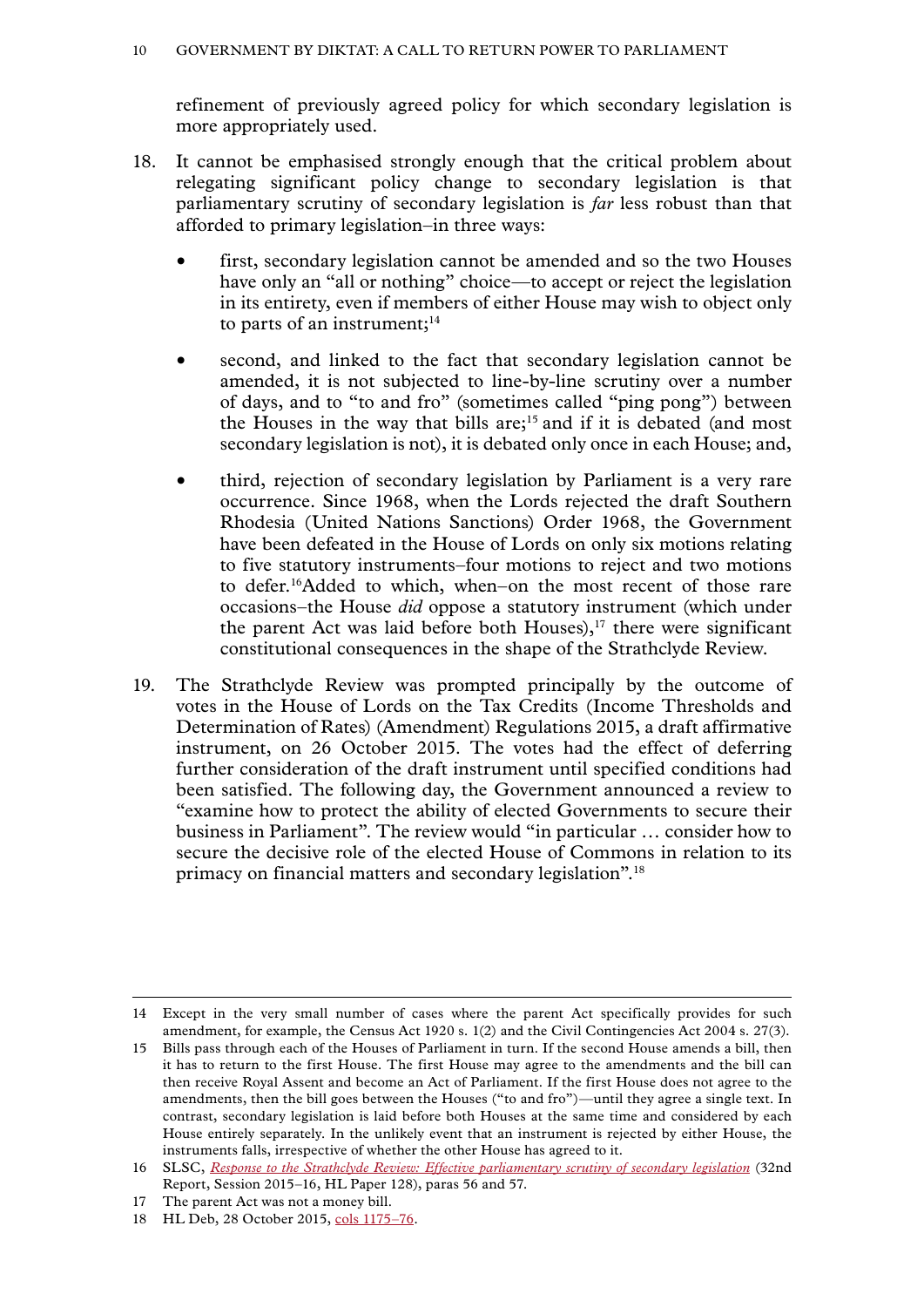refinement of previously agreed policy for which secondary legislation is more appropriately used.

18. It cannot be emphasised strongly enough that the critical problem about relegating significant policy change to secondary legislation is that parliamentary scrutiny of secondary legislation is *far* less robust than that afforded to primary legislation–in three ways:

    - first, secondary legislation cannot be amended and so the two Houses have only an "all or nothing" choice—to accept or reject the legislation in its entirety, even if members of either House may wish to object only to parts of an instrument;[14]

    - second, and linked to the fact that secondary legislation cannot be amended, it is not subjected to line-by-line scrutiny over a number of days, and to "to and fro" (sometimes called "ping pong") between the Houses in the way that bills are;[15] and if it is debated (and most secondary legislation is not), it is debated only once in each House; and,

    - third, rejection of secondary legislation by Parliament is a very rare occurrence. Since 1968, when the Lords rejected the draft Southern Rhodesia (United Nations Sanctions) Order 1968, the Government have been defeated in the House of Lords on only six motions relating to five statutory instruments–four motions to reject and two motions to defer.[16]Added to which, when–on the most recent of those rare occasions–the House *did* oppose a statutory instrument (which under the parent Act was laid before both Houses),[17] there were significant constitutional consequences in the shape of the Strathclyde Review.

19. The Strathclyde Review was prompted principally by the outcome of votes in the House of Lords on the Tax Credits (Income Thresholds and Determination of Rates) (Amendment) Regulations 2015, a draft affirmative instrument, on 26 October 2015. The votes had the effect of deferring further consideration of the draft instrument until specified conditions had been satisfied. The following day, the Government announced a review to "examine how to protect the ability of elected Governments to secure their business in Parliament". The review would "in particular … consider how to secure the decisive role of the elected House of Commons in relation to its primacy on financial matters and secondary legislation".[18]

---

14 Except in the very small number of cases where the parent Act specifically provides for such amendment, for example, the Census Act 1920 s. 1(2) and the Civil Contingencies Act 2004 s. 27(3).

15 Bills pass through each of the Houses of Parliament in turn. If the second House amends a bill, then it has to return to the first House. The first House may agree to the amendments and the bill can then receive Royal Assent and become an Act of Parliament. If the first House does not agree to the amendments, then the bill goes between the Houses ("to and fro")—until they agree a single text. In contrast, secondary legislation is laid before both Houses at the same time and considered by each House entirely separately. In the unlikely event that an instrument is rejected by either House, the instruments falls, irrespective of whether the other House has agreed to it.

16 SLSC, *Response to the Strathclyde Review: Effective parliamentary scrutiny of secondary legislation* (32nd Report, Session 2015–16, HL Paper 128), paras 56 and 57.

17 The parent Act was not a money bill.

18 HL Deb, 28 October 2015, cols 1175–76.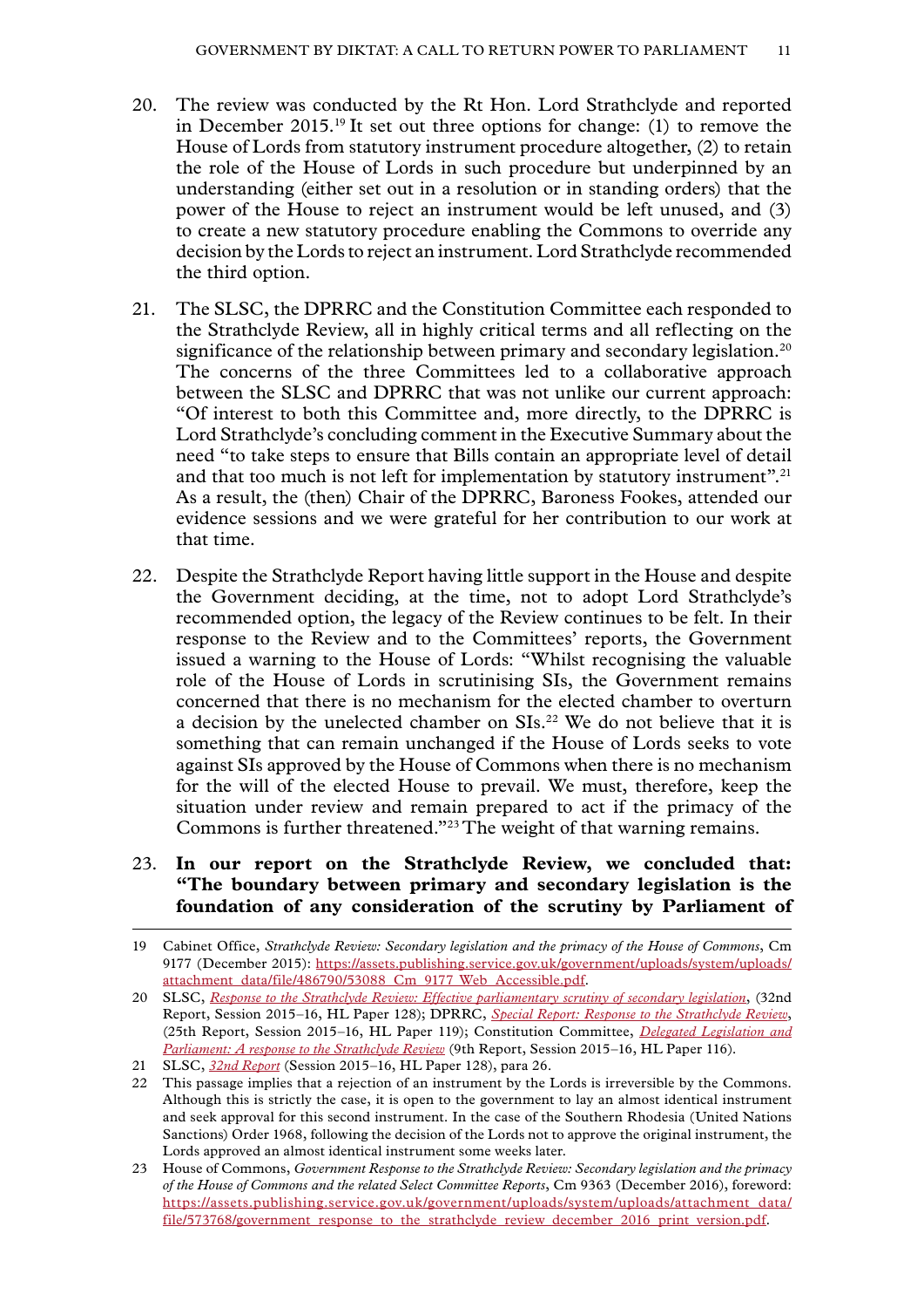20. The review was conducted by the Rt Hon. Lord Strathclyde and reported in December 2015.[19] It set out three options for change: (1) to remove the House of Lords from statutory instrument procedure altogether, (2) to retain the role of the House of Lords in such procedure but underpinned by an understanding (either set out in a resolution or in standing orders) that the power of the House to reject an instrument would be left unused, and (3) to create a new statutory procedure enabling the Commons to override any decision by the Lords to reject an instrument. Lord Strathclyde recommended the third option.

21. The SLSC, the DPRRC and the Constitution Committee each responded to the Strathclyde Review, all in highly critical terms and all reflecting on the significance of the relationship between primary and secondary legislation.[20] The concerns of the three Committees led to a collaborative approach between the SLSC and DPRRC that was not unlike our current approach: "Of interest to both this Committee and, more directly, to the DPRRC is Lord Strathclyde's concluding comment in the Executive Summary about the need "to take steps to ensure that Bills contain an appropriate level of detail and that too much is not left for implementation by statutory instrument".[21] As a result, the (then) Chair of the DPRRC, Baroness Fookes, attended our evidence sessions and we were grateful for her contribution to our work at that time.

22. Despite the Strathclyde Report having little support in the House and despite the Government deciding, at the time, not to adopt Lord Strathclyde's recommended option, the legacy of the Review continues to be felt. In their response to the Review and to the Committees' reports, the Government issued a warning to the House of Lords: "Whilst recognising the valuable role of the House of Lords in scrutinising SIs, the Government remains concerned that there is no mechanism for the elected chamber to overturn a decision by the unelected chamber on SIs.[22] We do not believe that it is something that can remain unchanged if the House of Lords seeks to vote against SIs approved by the House of Commons when there is no mechanism for the will of the elected House to prevail. We must, therefore, keep the situation under review and remain prepared to act if the primacy of the Commons is further threatened."[23] The weight of that warning remains.

23. **In our report on the Strathclyde Review, we concluded that: "The boundary between primary and secondary legislation is the foundation of any consideration of the scrutiny by Parliament of**

---

19 Cabinet Office, *Strathclyde Review: Secondary legislation and the primacy of the House of Commons*, Cm 9177 (December 2015): https://assets.publishing.service.gov.uk/government/uploads/system/uploads/attachment_data/file/486790/53088_Cm_9177_Web_Accessible.pdf.

20 SLSC, *Response to the Strathclyde Review: Effective parliamentary scrutiny of secondary legislation*, (32nd Report, Session 2015–16, HL Paper 128); DPRRC, *Special Report: Response to the Strathclyde Review*, (25th Report, Session 2015–16, HL Paper 119); Constitution Committee, *Delegated Legislation and Parliament: A response to the Strathclyde Review* (9th Report, Session 2015–16, HL Paper 116).

21 SLSC, *32nd Report* (Session 2015–16, HL Paper 128), para 26.

22 This passage implies that a rejection of an instrument by the Lords is irreversible by the Commons. Although this is strictly the case, it is open to the government to lay an almost identical instrument and seek approval for this second instrument. In the case of the Southern Rhodesia (United Nations Sanctions) Order 1968, following the decision of the Lords not to approve the original instrument, the Lords approved an almost identical instrument some weeks later.

23 House of Commons, *Government Response to the Strathclyde Review: Secondary legislation and the primacy of the House of Commons and the related Select Committee Reports*, Cm 9363 (December 2016), foreword: https://assets.publishing.service.gov.uk/government/uploads/system/uploads/attachment_data/file/573768/government_response_to_the_strathclyde_review_december_2016_print_version.pdf.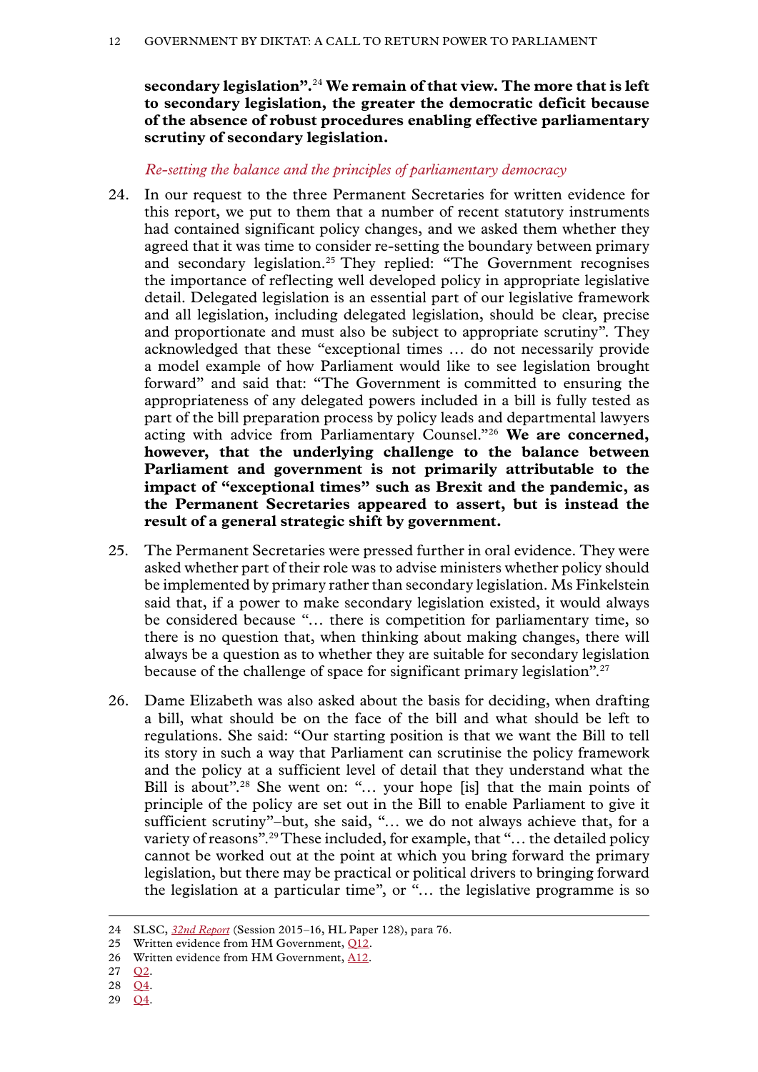**secondary legislation".**[24] **We remain of that view. The more that is left to secondary legislation, the greater the democratic deficit because of the absence of robust procedures enabling effective parliamentary scrutiny of secondary legislation.**

*Re-setting the balance and the principles of parliamentary democracy*

24. In our request to the three Permanent Secretaries for written evidence for this report, we put to them that a number of recent statutory instruments had contained significant policy changes, and we asked them whether they agreed that it was time to consider re-setting the boundary between primary and secondary legislation.[25] They replied: "The Government recognises the importance of reflecting well developed policy in appropriate legislative detail. Delegated legislation is an essential part of our legislative framework and all legislation, including delegated legislation, should be clear, precise and proportionate and must also be subject to appropriate scrutiny". They acknowledged that these "exceptional times … do not necessarily provide a model example of how Parliament would like to see legislation brought forward" and said that: "The Government is committed to ensuring the appropriateness of any delegated powers included in a bill is fully tested as part of the bill preparation process by policy leads and departmental lawyers acting with advice from Parliamentary Counsel."[26] **We are concerned, however, that the underlying challenge to the balance between Parliament and government is not primarily attributable to the impact of "exceptional times" such as Brexit and the pandemic, as the Permanent Secretaries appeared to assert, but is instead the result of a general strategic shift by government.**

25. The Permanent Secretaries were pressed further in oral evidence. They were asked whether part of their role was to advise ministers whether policy should be implemented by primary rather than secondary legislation. Ms Finkelstein said that, if a power to make secondary legislation existed, it would always be considered because "… there is competition for parliamentary time, so there is no question that, when thinking about making changes, there will always be a question as to whether they are suitable for secondary legislation because of the challenge of space for significant primary legislation".[27]

26. Dame Elizabeth was also asked about the basis for deciding, when drafting a bill, what should be on the face of the bill and what should be left to regulations. She said: "Our starting position is that we want the Bill to tell its story in such a way that Parliament can scrutinise the policy framework and the policy at a sufficient level of detail that they understand what the Bill is about".[28] She went on: "… your hope [is] that the main points of principle of the policy are set out in the Bill to enable Parliament to give it sufficient scrutiny"–but, she said, "… we do not always achieve that, for a variety of reasons".[29] These included, for example, that "… the detailed policy cannot be worked out at the point at which you bring forward the primary legislation, but there may be practical or political drivers to bringing forward the legislation at a particular time", or "… the legislative programme is so

---

24 SLSC, *32nd Report* (Session 2015–16, HL Paper 128), para 76.

25 Written evidence from HM Government, Q12.

26 Written evidence from HM Government, A12.

27 Q2.

28 Q4.

29 Q4.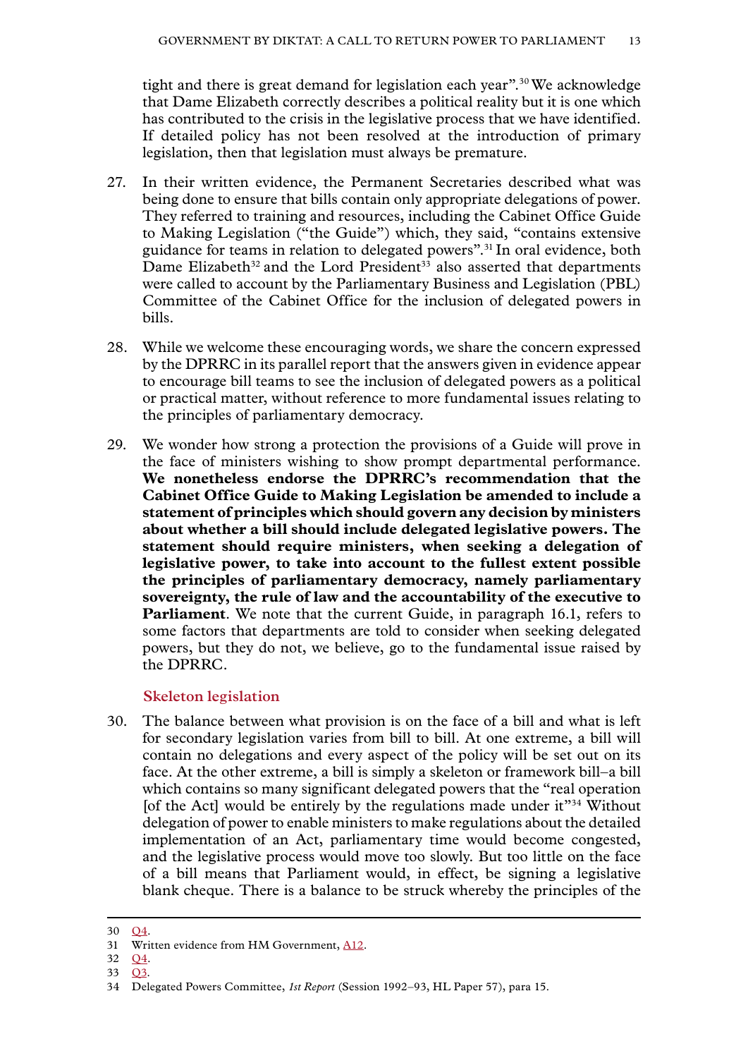tight and there is great demand for legislation each year".[30] We acknowledge that Dame Elizabeth correctly describes a political reality but it is one which has contributed to the crisis in the legislative process that we have identified. If detailed policy has not been resolved at the introduction of primary legislation, then that legislation must always be premature.

27. In their written evidence, the Permanent Secretaries described what was being done to ensure that bills contain only appropriate delegations of power. They referred to training and resources, including the Cabinet Office Guide to Making Legislation ("the Guide") which, they said, "contains extensive guidance for teams in relation to delegated powers".[31] In oral evidence, both Dame Elizabeth[32] and the Lord President[33] also asserted that departments were called to account by the Parliamentary Business and Legislation (PBL) Committee of the Cabinet Office for the inclusion of delegated powers in bills.

28. While we welcome these encouraging words, we share the concern expressed by the DPRRC in its parallel report that the answers given in evidence appear to encourage bill teams to see the inclusion of delegated powers as a political or practical matter, without reference to more fundamental issues relating to the principles of parliamentary democracy.

29. We wonder how strong a protection the provisions of a Guide will prove in the face of ministers wishing to show prompt departmental performance. **We nonetheless endorse the DPRRC's recommendation that the Cabinet Office Guide to Making Legislation be amended to include a statement of principles which should govern any decision by ministers about whether a bill should include delegated legislative powers. The statement should require ministers, when seeking a delegation of legislative power, to take into account to the fullest extent possible the principles of parliamentary democracy, namely parliamentary sovereignty, the rule of law and the accountability of the executive to Parliament**. We note that the current Guide, in paragraph 16.1, refers to some factors that departments are told to consider when seeking delegated powers, but they do not, we believe, go to the fundamental issue raised by the DPRRC.

### Skeleton legislation

30. The balance between what provision is on the face of a bill and what is left for secondary legislation varies from bill to bill. At one extreme, a bill will contain no delegations and every aspect of the policy will be set out on its face. At the other extreme, a bill is simply a skeleton or framework bill–a bill which contains so many significant delegated powers that the "real operation [of the Act] would be entirely by the regulations made under it"[34] Without delegation of power to enable ministers to make regulations about the detailed implementation of an Act, parliamentary time would become congested, and the legislative process would move too slowly. But too little on the face of a bill means that Parliament would, in effect, be signing a legislative blank cheque. There is a balance to be struck whereby the principles of the

---

30 Q4.

31 Written evidence from HM Government, A12.

32 Q4.

33 Q3.

34 Delegated Powers Committee, *1st Report* (Session 1992–93, HL Paper 57), para 15.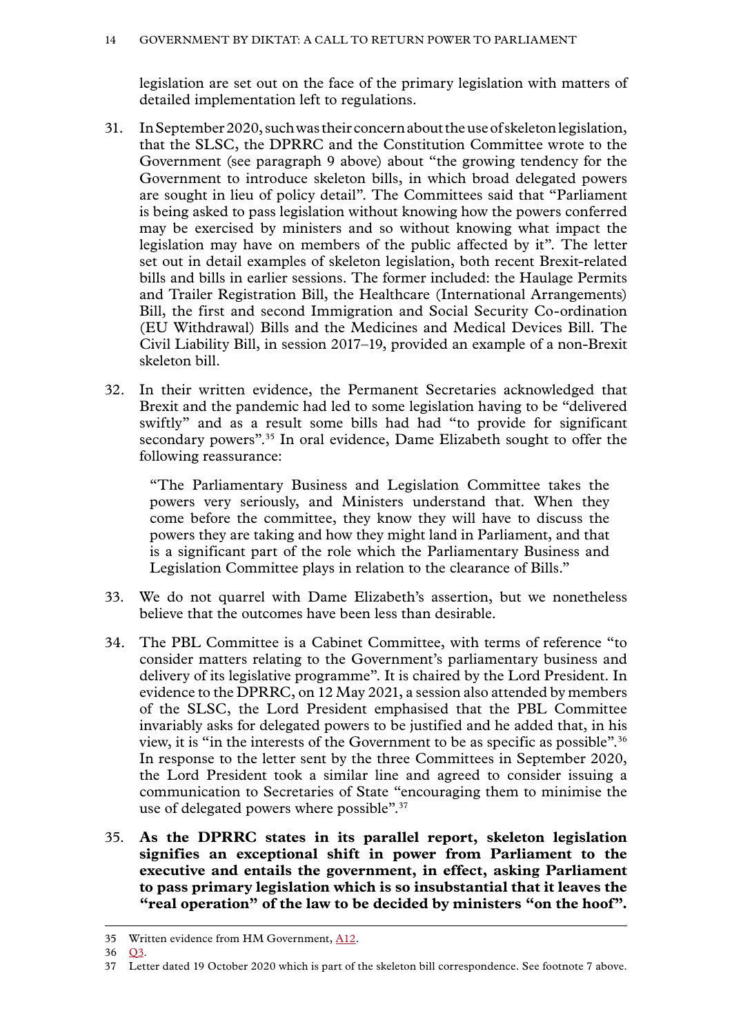legislation are set out on the face of the primary legislation with matters of detailed implementation left to regulations.

31. In September 2020, such was their concern about the use of skeleton legislation, that the SLSC, the DPRRC and the Constitution Committee wrote to the Government (see paragraph 9 above) about "the growing tendency for the Government to introduce skeleton bills, in which broad delegated powers are sought in lieu of policy detail". The Committees said that "Parliament is being asked to pass legislation without knowing how the powers conferred may be exercised by ministers and so without knowing what impact the legislation may have on members of the public affected by it". The letter set out in detail examples of skeleton legislation, both recent Brexit-related bills and bills in earlier sessions. The former included: the Haulage Permits and Trailer Registration Bill, the Healthcare (International Arrangements) Bill, the first and second Immigration and Social Security Co-ordination (EU Withdrawal) Bills and the Medicines and Medical Devices Bill. The Civil Liability Bill, in session 2017–19, provided an example of a non-Brexit skeleton bill.

32. In their written evidence, the Permanent Secretaries acknowledged that Brexit and the pandemic had led to some legislation having to be "delivered swiftly" and as a result some bills had had "to provide for significant secondary powers".[35] In oral evidence, Dame Elizabeth sought to offer the following reassurance:

> "The Parliamentary Business and Legislation Committee takes the powers very seriously, and Ministers understand that. When they come before the committee, they know they will have to discuss the powers they are taking and how they might land in Parliament, and that is a significant part of the role which the Parliamentary Business and Legislation Committee plays in relation to the clearance of Bills."

33. We do not quarrel with Dame Elizabeth's assertion, but we nonetheless believe that the outcomes have been less than desirable.

34. The PBL Committee is a Cabinet Committee, with terms of reference "to consider matters relating to the Government's parliamentary business and delivery of its legislative programme". It is chaired by the Lord President. In evidence to the DPRRC, on 12 May 2021, a session also attended by members of the SLSC, the Lord President emphasised that the PBL Committee invariably asks for delegated powers to be justified and he added that, in his view, it is "in the interests of the Government to be as specific as possible".[36] In response to the letter sent by the three Committees in September 2020, the Lord President took a similar line and agreed to consider issuing a communication to Secretaries of State "encouraging them to minimise the use of delegated powers where possible".[37]

35. **As the DPRRC states in its parallel report, skeleton legislation signifies an exceptional shift in power from Parliament to the executive and entails the government, in effect, asking Parliament to pass primary legislation which is so insubstantial that it leaves the "real operation" of the law to be decided by ministers "on the hoof".**

---

35 Written evidence from HM Government, A12.

36 Q3.

37 Letter dated 19 October 2020 which is part of the skeleton bill correspondence. See footnote 7 above.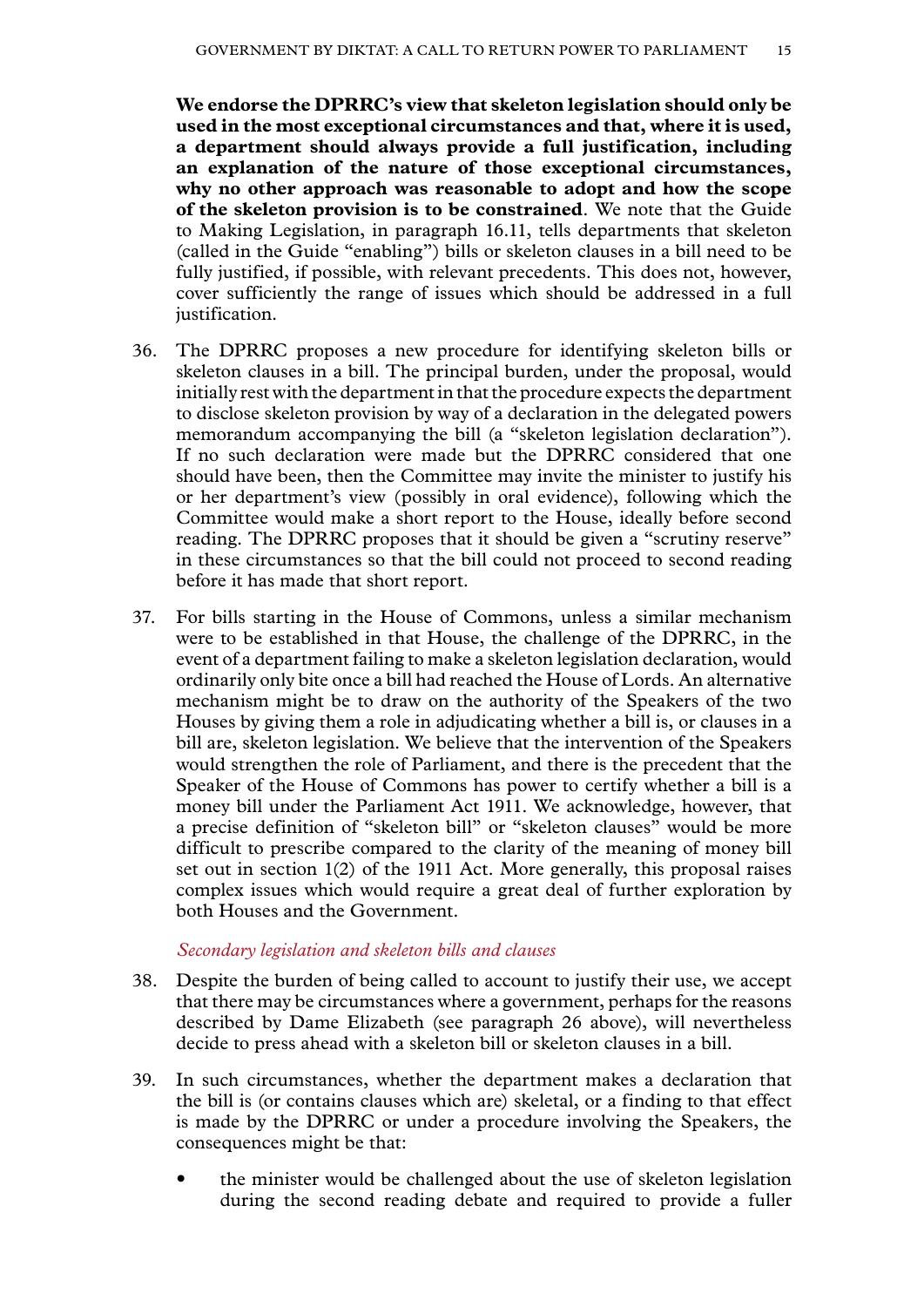**We endorse the DPRRC's view that skeleton legislation should only be used in the most exceptional circumstances and that, where it is used, a department should always provide a full justification, including an explanation of the nature of those exceptional circumstances, why no other approach was reasonable to adopt and how the scope of the skeleton provision is to be constrained**. We note that the Guide to Making Legislation, in paragraph 16.11, tells departments that skeleton (called in the Guide "enabling") bills or skeleton clauses in a bill need to be fully justified, if possible, with relevant precedents. This does not, however, cover sufficiently the range of issues which should be addressed in a full justification.

36. The DPRRC proposes a new procedure for identifying skeleton bills or skeleton clauses in a bill. The principal burden, under the proposal, would initially rest with the department in that the procedure expects the department to disclose skeleton provision by way of a declaration in the delegated powers memorandum accompanying the bill (a "skeleton legislation declaration"). If no such declaration were made but the DPRRC considered that one should have been, then the Committee may invite the minister to justify his or her department's view (possibly in oral evidence), following which the Committee would make a short report to the House, ideally before second reading. The DPRRC proposes that it should be given a "scrutiny reserve" in these circumstances so that the bill could not proceed to second reading before it has made that short report.

37. For bills starting in the House of Commons, unless a similar mechanism were to be established in that House, the challenge of the DPRRC, in the event of a department failing to make a skeleton legislation declaration, would ordinarily only bite once a bill had reached the House of Lords. An alternative mechanism might be to draw on the authority of the Speakers of the two Houses by giving them a role in adjudicating whether a bill is, or clauses in a bill are, skeleton legislation. We believe that the intervention of the Speakers would strengthen the role of Parliament, and there is the precedent that the Speaker of the House of Commons has power to certify whether a bill is a money bill under the Parliament Act 1911. We acknowledge, however, that a precise definition of "skeleton bill" or "skeleton clauses" would be more difficult to prescribe compared to the clarity of the meaning of money bill set out in section 1(2) of the 1911 Act. More generally, this proposal raises complex issues which would require a great deal of further exploration by both Houses and the Government.

### *Secondary legislation and skeleton bills and clauses*

38. Despite the burden of being called to account to justify their use, we accept that there may be circumstances where a government, perhaps for the reasons described by Dame Elizabeth (see paragraph 26 above), will nevertheless decide to press ahead with a skeleton bill or skeleton clauses in a bill.

39. In such circumstances, whether the department makes a declaration that the bill is (or contains clauses which are) skeletal, or a finding to that effect is made by the DPRRC or under a procedure involving the Speakers, the consequences might be that:

    - the minister would be challenged about the use of skeleton legislation during the second reading debate and required to provide a fuller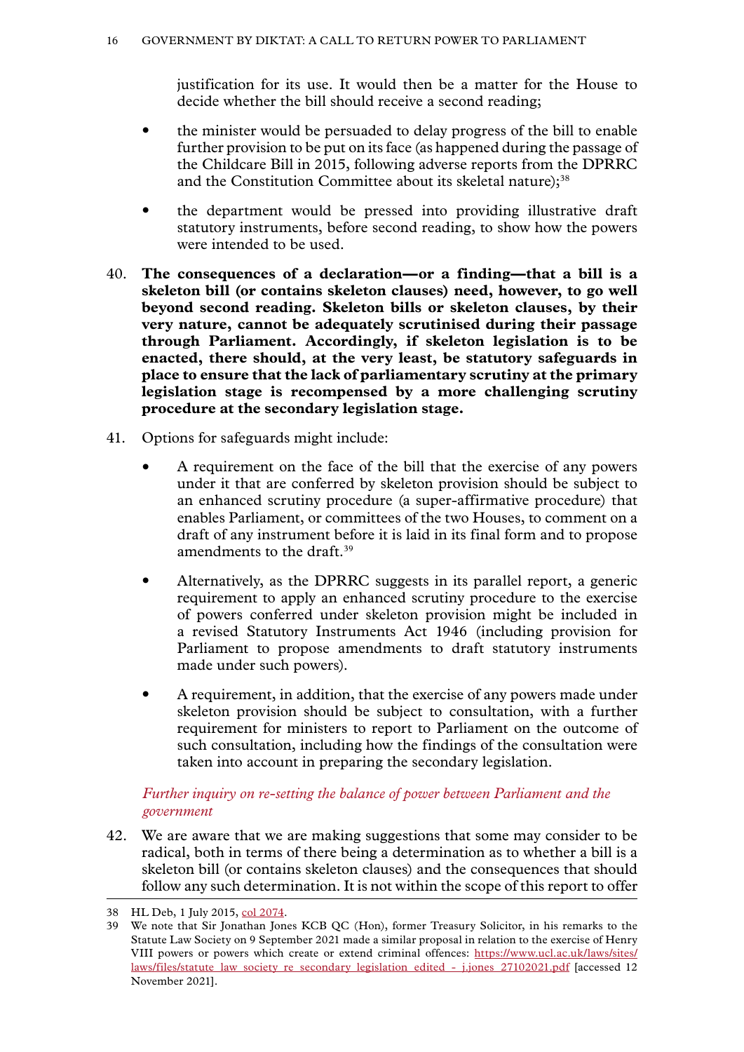justification for its use. It would then be a matter for the House to decide whether the bill should receive a second reading;

- the minister would be persuaded to delay progress of the bill to enable further provision to be put on its face (as happened during the passage of the Childcare Bill in 2015, following adverse reports from the DPRRC and the Constitution Committee about its skeletal nature);[38]
- the department would be pressed into providing illustrative draft statutory instruments, before second reading, to show how the powers were intended to be used.

40. **The consequences of a declaration—or a finding—that a bill is a skeleton bill (or contains skeleton clauses) need, however, to go well beyond second reading. Skeleton bills or skeleton clauses, by their very nature, cannot be adequately scrutinised during their passage through Parliament. Accordingly, if skeleton legislation is to be enacted, there should, at the very least, be statutory safeguards in place to ensure that the lack of parliamentary scrutiny at the primary legislation stage is recompensed by a more challenging scrutiny procedure at the secondary legislation stage.**

41. Options for safeguards might include:

    - A requirement on the face of the bill that the exercise of any powers under it that are conferred by skeleton provision should be subject to an enhanced scrutiny procedure (a super-affirmative procedure) that enables Parliament, or committees of the two Houses, to comment on a draft of any instrument before it is laid in its final form and to propose amendments to the draft.[39]
    - Alternatively, as the DPRRC suggests in its parallel report, a generic requirement to apply an enhanced scrutiny procedure to the exercise of powers conferred under skeleton provision might be included in a revised Statutory Instruments Act 1946 (including provision for Parliament to propose amendments to draft statutory instruments made under such powers).
    - A requirement, in addition, that the exercise of any powers made under skeleton provision should be subject to consultation, with a further requirement for ministers to report to Parliament on the outcome of such consultation, including how the findings of the consultation were taken into account in preparing the secondary legislation.

*Further inquiry on re-setting the balance of power between Parliament and the government*

42. We are aware that we are making suggestions that some may consider to be radical, both in terms of there being a determination as to whether a bill is a skeleton bill (or contains skeleton clauses) and the consequences that should follow any such determination. It is not within the scope of this report to offer

---

38 HL Deb, 1 July 2015, col 2074.

39 We note that Sir Jonathan Jones KCB QC (Hon), former Treasury Solicitor, in his remarks to the Statute Law Society on 9 September 2021 made a similar proposal in relation to the exercise of Henry VIII powers or powers which create or extend criminal offences: https://www.ucl.ac.uk/laws/sites/laws/files/statute_law_society_re_secondary_legislation_edited_-_j.jones_27102021.pdf [accessed 12 November 2021].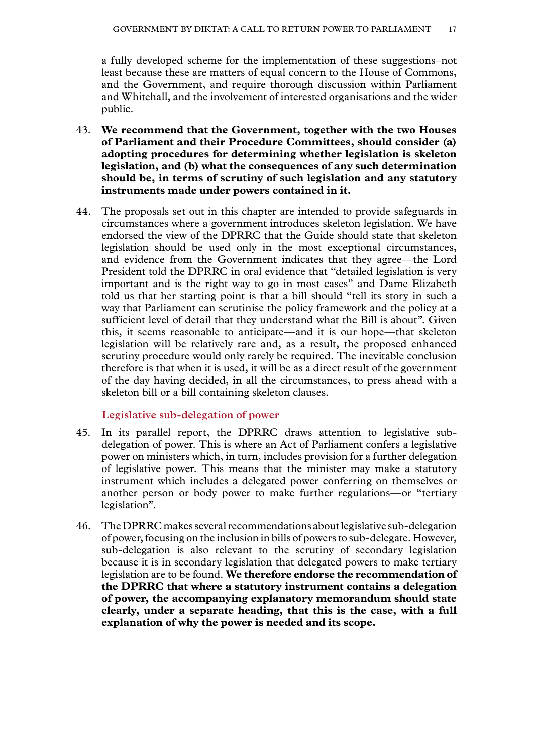a fully developed scheme for the implementation of these suggestions–not least because these are matters of equal concern to the House of Commons, and the Government, and require thorough discussion within Parliament and Whitehall, and the involvement of interested organisations and the wider public.

43. **We recommend that the Government, together with the two Houses of Parliament and their Procedure Committees, should consider (a) adopting procedures for determining whether legislation is skeleton legislation, and (b) what the consequences of any such determination should be, in terms of scrutiny of such legislation and any statutory instruments made under powers contained in it.**

44. The proposals set out in this chapter are intended to provide safeguards in circumstances where a government introduces skeleton legislation. We have endorsed the view of the DPRRC that the Guide should state that skeleton legislation should be used only in the most exceptional circumstances, and evidence from the Government indicates that they agree—the Lord President told the DPRRC in oral evidence that "detailed legislation is very important and is the right way to go in most cases" and Dame Elizabeth told us that her starting point is that a bill should "tell its story in such a way that Parliament can scrutinise the policy framework and the policy at a sufficient level of detail that they understand what the Bill is about". Given this, it seems reasonable to anticipate—and it is our hope—that skeleton legislation will be relatively rare and, as a result, the proposed enhanced scrutiny procedure would only rarely be required. The inevitable conclusion therefore is that when it is used, it will be as a direct result of the government of the day having decided, in all the circumstances, to press ahead with a skeleton bill or a bill containing skeleton clauses.

### Legislative sub-delegation of power

45. In its parallel report, the DPRRC draws attention to legislative sub-delegation of power. This is where an Act of Parliament confers a legislative power on ministers which, in turn, includes provision for a further delegation of legislative power. This means that the minister may make a statutory instrument which includes a delegated power conferring on themselves or another person or body power to make further regulations—or "tertiary legislation".

46. The DPRRC makes several recommendations about legislative sub-delegation of power, focusing on the inclusion in bills of powers to sub-delegate. However, sub-delegation is also relevant to the scrutiny of secondary legislation because it is in secondary legislation that delegated powers to make tertiary legislation are to be found. **We therefore endorse the recommendation of the DPRRC that where a statutory instrument contains a delegation of power, the accompanying explanatory memorandum should state clearly, under a separate heading, that this is the case, with a full explanation of why the power is needed and its scope.**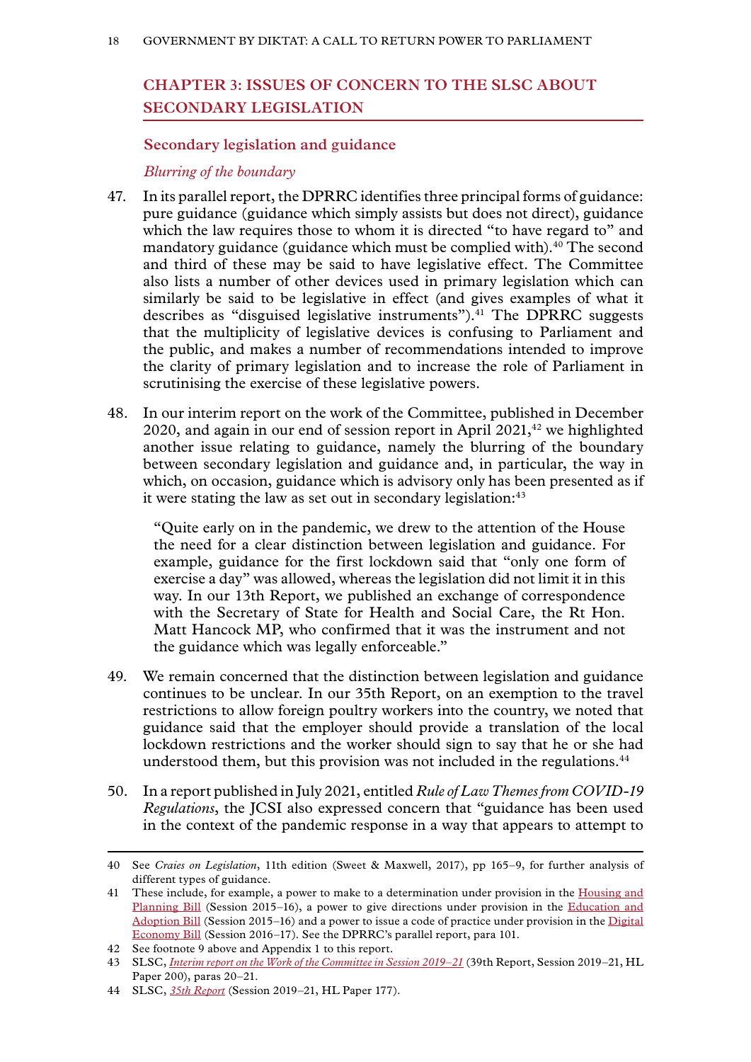## CHAPTER 3: ISSUES OF CONCERN TO THE SLSC ABOUT SECONDARY LEGISLATION

### Secondary legislation and guidance

#### *Blurring of the boundary*

47. In its parallel report, the DPRRC identifies three principal forms of guidance: pure guidance (guidance which simply assists but does not direct), guidance which the law requires those to whom it is directed "to have regard to" and mandatory guidance (guidance which must be complied with).[40] The second and third of these may be said to have legislative effect. The Committee also lists a number of other devices used in primary legislation which can similarly be said to be legislative in effect (and gives examples of what it describes as "disguised legislative instruments").[41] The DPRRC suggests that the multiplicity of legislative devices is confusing to Parliament and the public, and makes a number of recommendations intended to improve the clarity of primary legislation and to increase the role of Parliament in scrutinising the exercise of these legislative powers.

48. In our interim report on the work of the Committee, published in December 2020, and again in our end of session report in April 2021,[42] we highlighted another issue relating to guidance, namely the blurring of the boundary between secondary legislation and guidance and, in particular, the way in which, on occasion, guidance which is advisory only has been presented as if it were stating the law as set out in secondary legislation:[43]

> "Quite early on in the pandemic, we drew to the attention of the House the need for a clear distinction between legislation and guidance. For example, guidance for the first lockdown said that "only one form of exercise a day" was allowed, whereas the legislation did not limit it in this way. In our 13th Report, we published an exchange of correspondence with the Secretary of State for Health and Social Care, the Rt Hon. Matt Hancock MP, who confirmed that it was the instrument and not the guidance which was legally enforceable."

49. We remain concerned that the distinction between legislation and guidance continues to be unclear. In our 35th Report, on an exemption to the travel restrictions to allow foreign poultry workers into the country, we noted that guidance said that the employer should provide a translation of the local lockdown restrictions and the worker should sign to say that he or she had understood them, but this provision was not included in the regulations.[44]

50. In a report published in July 2021, entitled *Rule of Law Themes from COVID-19 Regulations*, the JCSI also expressed concern that "guidance has been used in the context of the pandemic response in a way that appears to attempt to

---

40 See *Craies on Legislation*, 11th edition (Sweet & Maxwell, 2017), pp 165–9, for further analysis of different types of guidance.

41 These include, for example, a power to make to a determination under provision in the Housing and Planning Bill (Session 2015–16), a power to give directions under provision in the Education and Adoption Bill (Session 2015–16) and a power to issue a code of practice under provision in the Digital Economy Bill (Session 2016–17). See the DPRRC's parallel report, para 101.

42 See footnote 9 above and Appendix 1 to this report.

43 SLSC, *Interim report on the Work of the Committee in Session 2019–21* (39th Report, Session 2019–21, HL Paper 200), paras 20–21.

44 SLSC, *35th Report* (Session 2019–21, HL Paper 177).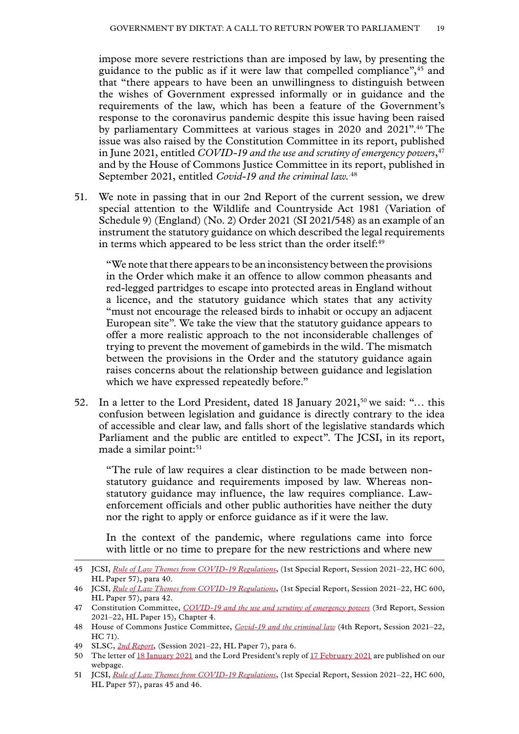impose more severe restrictions than are imposed by law, by presenting the guidance to the public as if it were law that compelled compliance",[45] and that "there appears to have been an unwillingness to distinguish between the wishes of Government expressed informally or in guidance and the requirements of the law, which has been a feature of the Government's response to the coronavirus pandemic despite this issue having been raised by parliamentary Committees at various stages in 2020 and 2021".[46] The issue was also raised by the Constitution Committee in its report, published in June 2021, entitled *COVID-19 and the use and scrutiny of emergency powers*,[47] and by the House of Commons Justice Committee in its report, published in September 2021, entitled *Covid-19 and the criminal law.*[48]

51. We note in passing that in our 2nd Report of the current session, we drew special attention to the Wildlife and Countryside Act 1981 (Variation of Schedule 9) (England) (No. 2) Order 2021 (SI 2021/548) as an example of an instrument the statutory guidance on which described the legal requirements in terms which appeared to be less strict than the order itself:[49]

> "We note that there appears to be an inconsistency between the provisions in the Order which make it an offence to allow common pheasants and red-legged partridges to escape into protected areas in England without a licence, and the statutory guidance which states that any activity "must not encourage the released birds to inhabit or occupy an adjacent European site". We take the view that the statutory guidance appears to offer a more realistic approach to the not inconsiderable challenges of trying to prevent the movement of gamebirds in the wild. The mismatch between the provisions in the Order and the statutory guidance again raises concerns about the relationship between guidance and legislation which we have expressed repeatedly before."

52. In a letter to the Lord President, dated 18 January 2021,[50] we said: "… this confusion between legislation and guidance is directly contrary to the idea of accessible and clear law, and falls short of the legislative standards which Parliament and the public are entitled to expect". The JCSI, in its report, made a similar point:[51]

> "The rule of law requires a clear distinction to be made between non-statutory guidance and requirements imposed by law. Whereas non-statutory guidance may influence, the law requires compliance. Law-enforcement officials and other public authorities have neither the duty nor the right to apply or enforce guidance as if it were the law.
>
> In the context of the pandemic, where regulations came into force with little or no time to prepare for the new restrictions and where new

---

45 JCSI, *Rule of Law Themes from COVID-19 Regulations*, (1st Special Report, Session 2021–22, HC 600, HL Paper 57), para 40.

46 JCSI, *Rule of Law Themes from COVID-19 Regulations*, (1st Special Report, Session 2021–22, HC 600, HL Paper 57), para 42.

47 Constitution Committee, *COVID-19 and the use and scrutiny of emergency powers* (3rd Report, Session 2021–22, HL Paper 15), Chapter 4.

48 House of Commons Justice Committee, *Covid-19 and the criminal law* (4th Report, Session 2021–22, HC 71).

49 SLSC, *2nd Report*, (Session 2021–22, HL Paper 7), para 6.

50 The letter of 18 January 2021 and the Lord President's reply of 17 February 2021 are published on our webpage.

51 JCSI, *Rule of Law Themes from COVID-19 Regulations*, (1st Special Report, Session 2021–22, HC 600, HL Paper 57), paras 45 and 46.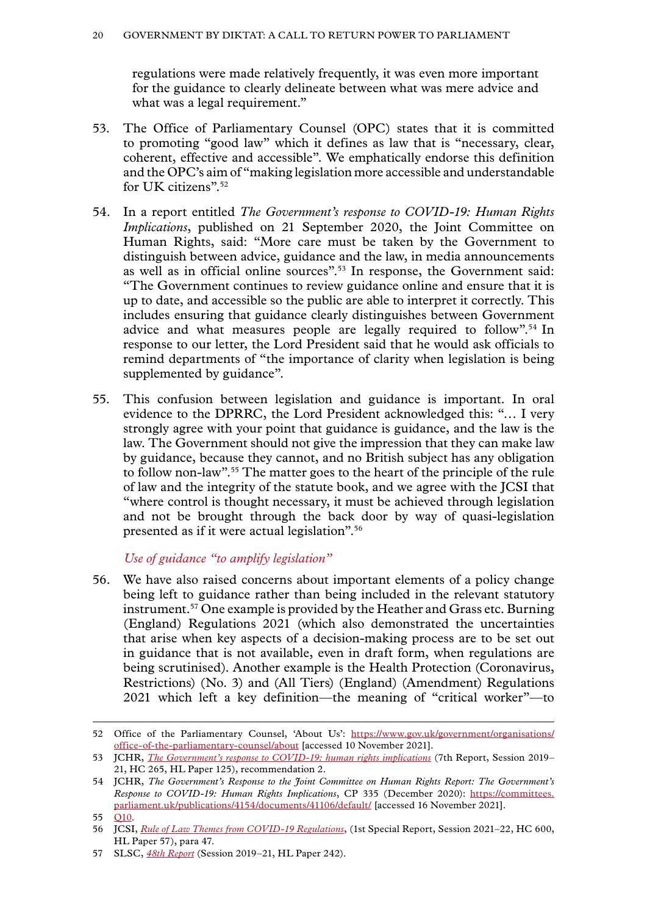regulations were made relatively frequently, it was even more important for the guidance to clearly delineate between what was mere advice and what was a legal requirement."

53. The Office of Parliamentary Counsel (OPC) states that it is committed to promoting "good law" which it defines as law that is "necessary, clear, coherent, effective and accessible". We emphatically endorse this definition and the OPC's aim of "making legislation more accessible and understandable for UK citizens".[52]

54. In a report entitled *The Government's response to COVID-19: Human Rights Implications*, published on 21 September 2020, the Joint Committee on Human Rights, said: "More care must be taken by the Government to distinguish between advice, guidance and the law, in media announcements as well as in official online sources".[53] In response, the Government said: "The Government continues to review guidance online and ensure that it is up to date, and accessible so the public are able to interpret it correctly. This includes ensuring that guidance clearly distinguishes between Government advice and what measures people are legally required to follow".[54] In response to our letter, the Lord President said that he would ask officials to remind departments of "the importance of clarity when legislation is being supplemented by guidance".

55. This confusion between legislation and guidance is important. In oral evidence to the DPRRC, the Lord President acknowledged this: "… I very strongly agree with your point that guidance is guidance, and the law is the law. The Government should not give the impression that they can make law by guidance, because they cannot, and no British subject has any obligation to follow non-law".[55] The matter goes to the heart of the principle of the rule of law and the integrity of the statute book, and we agree with the JCSI that "where control is thought necessary, it must be achieved through legislation and not be brought through the back door by way of quasi-legislation presented as if it were actual legislation".[56]

*Use of guidance "to amplify legislation"*

56. We have also raised concerns about important elements of a policy change being left to guidance rather than being included in the relevant statutory instrument.[57] One example is provided by the Heather and Grass etc. Burning (England) Regulations 2021 (which also demonstrated the uncertainties that arise when key aspects of a decision-making process are to be set out in guidance that is not available, even in draft form, when regulations are being scrutinised). Another example is the Health Protection (Coronavirus, Restrictions) (No. 3) and (All Tiers) (England) (Amendment) Regulations 2021 which left a key definition—the meaning of "critical worker"—to

---

52 Office of the Parliamentary Counsel, 'About Us': https://www.gov.uk/government/organisations/office-of-the-parliamentary-counsel/about [accessed 10 November 2021].

53 JCHR, *The Government's response to COVID-19: human rights implications* (7th Report, Session 2019–21, HC 265, HL Paper 125), recommendation 2.

54 JCHR, *The Government's Response to the Joint Committee on Human Rights Report: The Government's Response to COVID-19: Human Rights Implications*, CP 335 (December 2020): https://committees.parliament.uk/publications/4154/documents/41106/default/ [accessed 16 November 2021].

55 Q10.

56 JCSI, *Rule of Law Themes from COVID-19 Regulations*, (1st Special Report, Session 2021–22, HC 600, HL Paper 57), para 47.

57 SLSC, *48th Report* (Session 2019–21, HL Paper 242).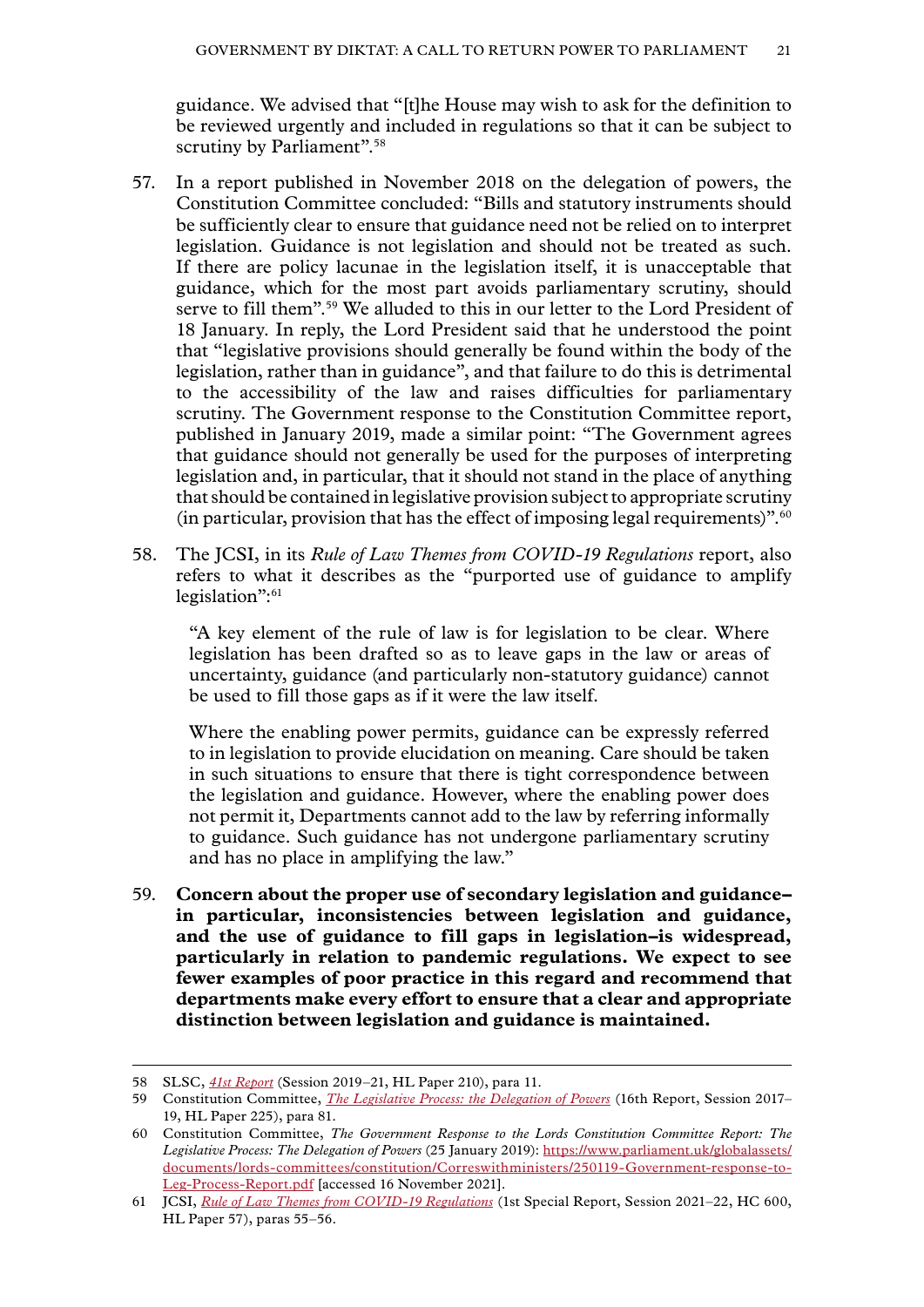guidance. We advised that "[t]he House may wish to ask for the definition to be reviewed urgently and included in regulations so that it can be subject to scrutiny by Parliament".[58]

57. In a report published in November 2018 on the delegation of powers, the Constitution Committee concluded: "Bills and statutory instruments should be sufficiently clear to ensure that guidance need not be relied on to interpret legislation. Guidance is not legislation and should not be treated as such. If there are policy lacunae in the legislation itself, it is unacceptable that guidance, which for the most part avoids parliamentary scrutiny, should serve to fill them".[59] We alluded to this in our letter to the Lord President of 18 January. In reply, the Lord President said that he understood the point that "legislative provisions should generally be found within the body of the legislation, rather than in guidance", and that failure to do this is detrimental to the accessibility of the law and raises difficulties for parliamentary scrutiny. The Government response to the Constitution Committee report, published in January 2019, made a similar point: "The Government agrees that guidance should not generally be used for the purposes of interpreting legislation and, in particular, that it should not stand in the place of anything that should be contained in legislative provision subject to appropriate scrutiny (in particular, provision that has the effect of imposing legal requirements)".[60]

58. The JCSI, in its *Rule of Law Themes from COVID-19 Regulations* report, also refers to what it describes as the "purported use of guidance to amplify legislation":[61]

> "A key element of the rule of law is for legislation to be clear. Where legislation has been drafted so as to leave gaps in the law or areas of uncertainty, guidance (and particularly non-statutory guidance) cannot be used to fill those gaps as if it were the law itself.
>
> Where the enabling power permits, guidance can be expressly referred to in legislation to provide elucidation on meaning. Care should be taken in such situations to ensure that there is tight correspondence between the legislation and guidance. However, where the enabling power does not permit it, Departments cannot add to the law by referring informally to guidance. Such guidance has not undergone parliamentary scrutiny and has no place in amplifying the law."

59. **Concern about the proper use of secondary legislation and guidance–in particular, inconsistencies between legislation and guidance, and the use of guidance to fill gaps in legislation–is widespread, particularly in relation to pandemic regulations. We expect to see fewer examples of poor practice in this regard and recommend that departments make every effort to ensure that a clear and appropriate distinction between legislation and guidance is maintained.**

---

58 SLSC, *41st Report* (Session 2019–21, HL Paper 210), para 11.

59 Constitution Committee, *The Legislative Process: the Delegation of Powers* (16th Report, Session 2017–19, HL Paper 225), para 81.

60 Constitution Committee, *The Government Response to the Lords Constitution Committee Report: The Legislative Process: The Delegation of Powers* (25 January 2019): https://www.parliament.uk/globalassets/documents/lords-committees/constitution/Correswithministers/250119-Government-response-to-Leg-Process-Report.pdf [accessed 16 November 2021].

61 JCSI, *Rule of Law Themes from COVID-19 Regulations* (1st Special Report, Session 2021–22, HC 600, HL Paper 57), paras 55–56.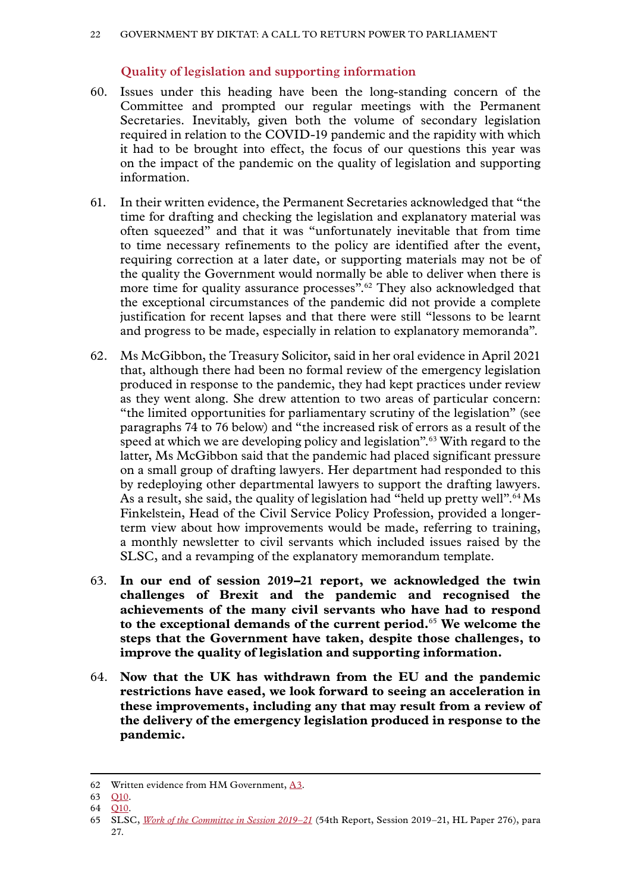## Quality of legislation and supporting information

60. Issues under this heading have been the long-standing concern of the Committee and prompted our regular meetings with the Permanent Secretaries. Inevitably, given both the volume of secondary legislation required in relation to the COVID-19 pandemic and the rapidity with which it had to be brought into effect, the focus of our questions this year was on the impact of the pandemic on the quality of legislation and supporting information.

61. In their written evidence, the Permanent Secretaries acknowledged that "the time for drafting and checking the legislation and explanatory material was often squeezed" and that it was "unfortunately inevitable that from time to time necessary refinements to the policy are identified after the event, requiring correction at a later date, or supporting materials may not be of the quality the Government would normally be able to deliver when there is more time for quality assurance processes".[62] They also acknowledged that the exceptional circumstances of the pandemic did not provide a complete justification for recent lapses and that there were still "lessons to be learnt and progress to be made, especially in relation to explanatory memoranda".

62. Ms McGibbon, the Treasury Solicitor, said in her oral evidence in April 2021 that, although there had been no formal review of the emergency legislation produced in response to the pandemic, they had kept practices under review as they went along. She drew attention to two areas of particular concern: "the limited opportunities for parliamentary scrutiny of the legislation" (see paragraphs 74 to 76 below) and "the increased risk of errors as a result of the speed at which we are developing policy and legislation".[63] With regard to the latter, Ms McGibbon said that the pandemic had placed significant pressure on a small group of drafting lawyers. Her department had responded to this by redeploying other departmental lawyers to support the drafting lawyers. As a result, she said, the quality of legislation had "held up pretty well".[64] Ms Finkelstein, Head of the Civil Service Policy Profession, provided a longer-term view about how improvements would be made, referring to training, a monthly newsletter to civil servants which included issues raised by the SLSC, and a revamping of the explanatory memorandum template.

63. **In our end of session 2019–21 report, we acknowledged the twin challenges of Brexit and the pandemic and recognised the achievements of the many civil servants who have had to respond to the exceptional demands of the current period.**[65] **We welcome the steps that the Government have taken, despite those challenges, to improve the quality of legislation and supporting information.**

64. **Now that the UK has withdrawn from the EU and the pandemic restrictions have eased, we look forward to seeing an acceleration in these improvements, including any that may result from a review of the delivery of the emergency legislation produced in response to the pandemic.**

---

62 Written evidence from HM Government, A3.

63 Q10.

64 Q10.

65 SLSC, *Work of the Committee in Session 2019–21* (54th Report, Session 2019–21, HL Paper 276), para 27.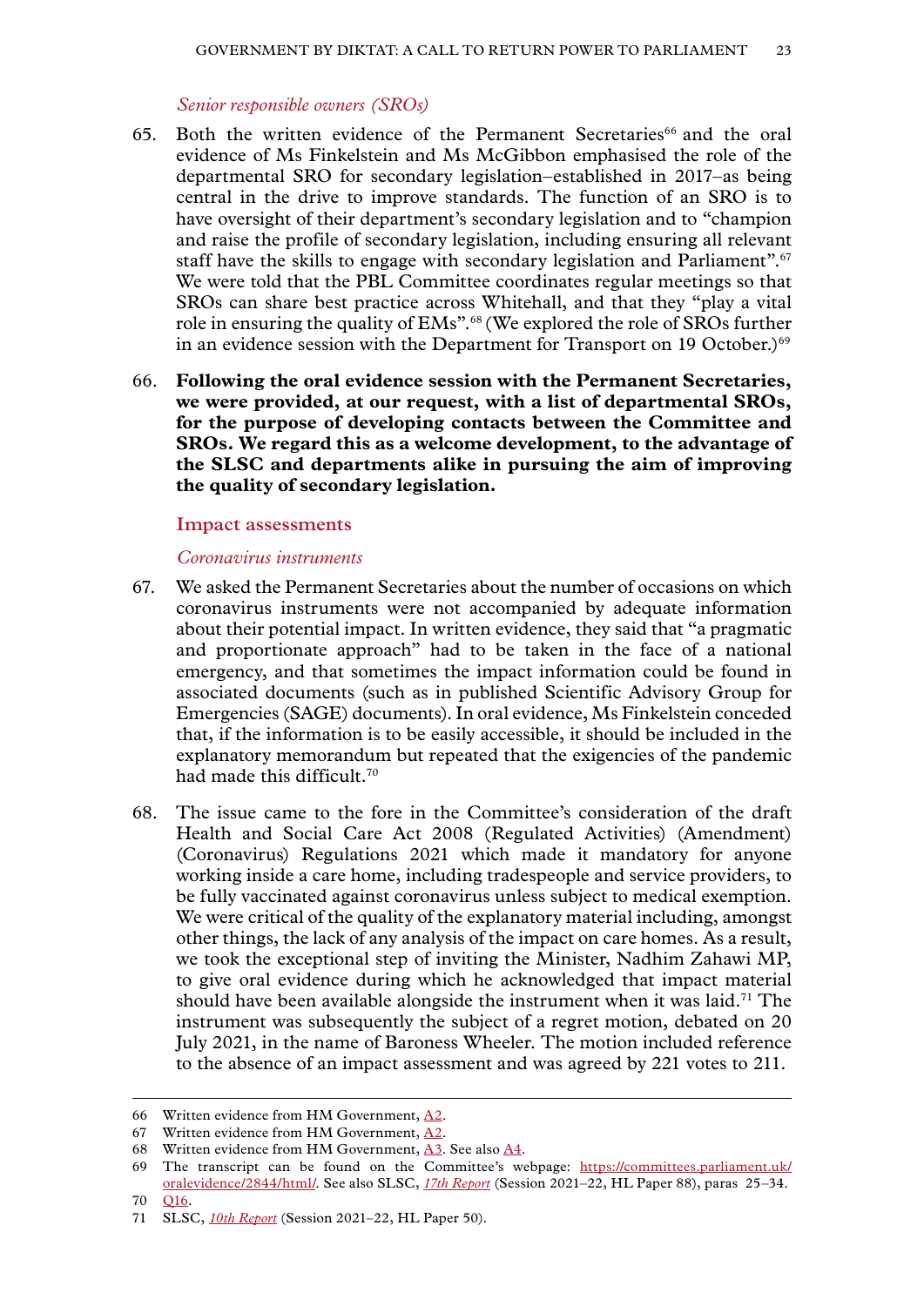*Senior responsible owners (SROs)*

65. Both the written evidence of the Permanent Secretaries[66] and the oral evidence of Ms Finkelstein and Ms McGibbon emphasised the role of the departmental SRO for secondary legislation–established in 2017–as being central in the drive to improve standards. The function of an SRO is to have oversight of their department's secondary legislation and to "champion and raise the profile of secondary legislation, including ensuring all relevant staff have the skills to engage with secondary legislation and Parliament".[67] We were told that the PBL Committee coordinates regular meetings so that SROs can share best practice across Whitehall, and that they "play a vital role in ensuring the quality of EMs".[68] (We explored the role of SROs further in an evidence session with the Department for Transport on 19 October.)[69]

66. **Following the oral evidence session with the Permanent Secretaries, we were provided, at our request, with a list of departmental SROs, for the purpose of developing contacts between the Committee and SROs. We regard this as a welcome development, to the advantage of the SLSC and departments alike in pursuing the aim of improving the quality of secondary legislation.**

## Impact assessments

*Coronavirus instruments*

67. We asked the Permanent Secretaries about the number of occasions on which coronavirus instruments were not accompanied by adequate information about their potential impact. In written evidence, they said that "a pragmatic and proportionate approach" had to be taken in the face of a national emergency, and that sometimes the impact information could be found in associated documents (such as in published Scientific Advisory Group for Emergencies (SAGE) documents). In oral evidence, Ms Finkelstein conceded that, if the information is to be easily accessible, it should be included in the explanatory memorandum but repeated that the exigencies of the pandemic had made this difficult.[70]

68. The issue came to the fore in the Committee's consideration of the draft Health and Social Care Act 2008 (Regulated Activities) (Amendment) (Coronavirus) Regulations 2021 which made it mandatory for anyone working inside a care home, including tradespeople and service providers, to be fully vaccinated against coronavirus unless subject to medical exemption. We were critical of the quality of the explanatory material including, amongst other things, the lack of any analysis of the impact on care homes. As a result, we took the exceptional step of inviting the Minister, Nadhim Zahawi MP, to give oral evidence during which he acknowledged that impact material should have been available alongside the instrument when it was laid.[71] The instrument was subsequently the subject of a regret motion, debated on 20 July 2021, in the name of Baroness Wheeler. The motion included reference to the absence of an impact assessment and was agreed by 221 votes to 211.

---

66 Written evidence from HM Government, A2.

67 Written evidence from HM Government, A2.

68 Written evidence from HM Government, A3. See also A4.

69 The transcript can be found on the Committee's webpage: https://committees.parliament.uk/oralevidence/2844/html/. See also SLSC, *17th Report* (Session 2021–22, HL Paper 88), paras 25–34.

70 Q16.

71 SLSC, *10th Report* (Session 2021–22, HL Paper 50).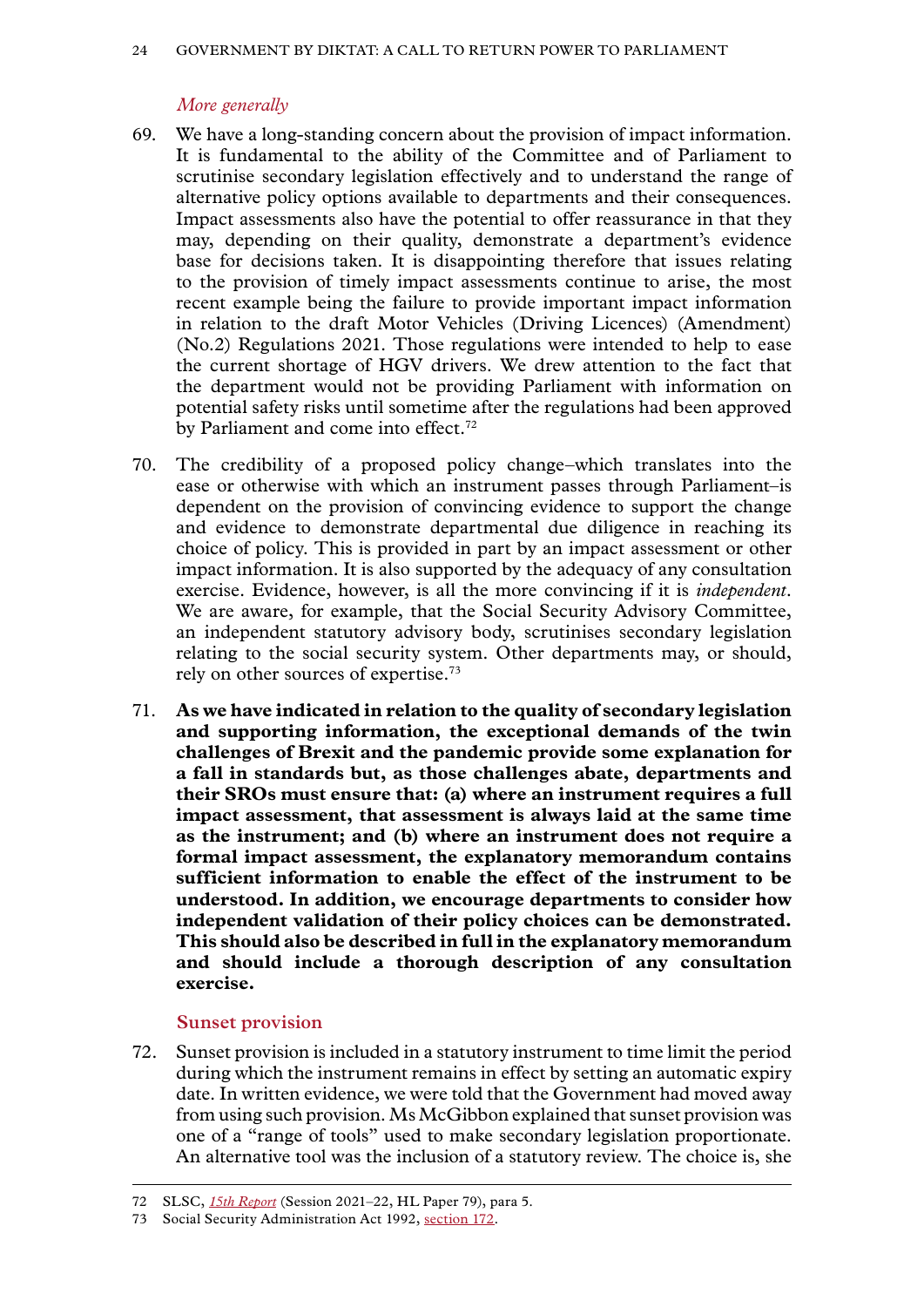### *More generally*

69. We have a long-standing concern about the provision of impact information. It is fundamental to the ability of the Committee and of Parliament to scrutinise secondary legislation effectively and to understand the range of alternative policy options available to departments and their consequences. Impact assessments also have the potential to offer reassurance in that they may, depending on their quality, demonstrate a department's evidence base for decisions taken. It is disappointing therefore that issues relating to the provision of timely impact assessments continue to arise, the most recent example being the failure to provide important impact information in relation to the draft Motor Vehicles (Driving Licences) (Amendment) (No.2) Regulations 2021. Those regulations were intended to help to ease the current shortage of HGV drivers. We drew attention to the fact that the department would not be providing Parliament with information on potential safety risks until sometime after the regulations had been approved by Parliament and come into effect.[72]

70. The credibility of a proposed policy change–which translates into the ease or otherwise with which an instrument passes through Parliament–is dependent on the provision of convincing evidence to support the change and evidence to demonstrate departmental due diligence in reaching its choice of policy. This is provided in part by an impact assessment or other impact information. It is also supported by the adequacy of any consultation exercise. Evidence, however, is all the more convincing if it is *independent*. We are aware, for example, that the Social Security Advisory Committee, an independent statutory advisory body, scrutinises secondary legislation relating to the social security system. Other departments may, or should, rely on other sources of expertise.[73]

71. **As we have indicated in relation to the quality of secondary legislation and supporting information, the exceptional demands of the twin challenges of Brexit and the pandemic provide some explanation for a fall in standards but, as those challenges abate, departments and their SROs must ensure that: (a) where an instrument requires a full impact assessment, that assessment is always laid at the same time as the instrument; and (b) where an instrument does not require a formal impact assessment, the explanatory memorandum contains sufficient information to enable the effect of the instrument to be understood. In addition, we encourage departments to consider how independent validation of their policy choices can be demonstrated. This should also be described in full in the explanatory memorandum and should include a thorough description of any consultation exercise.**

## Sunset provision

72. Sunset provision is included in a statutory instrument to time limit the period during which the instrument remains in effect by setting an automatic expiry date. In written evidence, we were told that the Government had moved away from using such provision. Ms McGibbon explained that sunset provision was one of a "range of tools" used to make secondary legislation proportionate. An alternative tool was the inclusion of a statutory review. The choice is, she

---

72 SLSC, *15th Report* (Session 2021–22, HL Paper 79), para 5.

73 Social Security Administration Act 1992, section 172.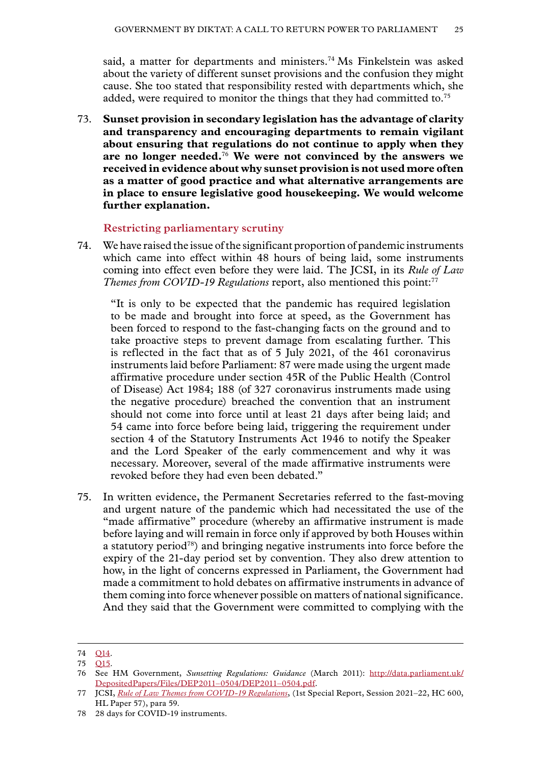said, a matter for departments and ministers.[74] Ms Finkelstein was asked about the variety of different sunset provisions and the confusion they might cause. She too stated that responsibility rested with departments which, she added, were required to monitor the things that they had committed to.[75]

73. **Sunset provision in secondary legislation has the advantage of clarity and transparency and encouraging departments to remain vigilant about ensuring that regulations do not continue to apply when they are no longer needed.**[76] **We were not convinced by the answers we received in evidence about why sunset provision is not used more often as a matter of good practice and what alternative arrangements are in place to ensure legislative good housekeeping. We would welcome further explanation.**

### Restricting parliamentary scrutiny

74. We have raised the issue of the significant proportion of pandemic instruments which came into effect within 48 hours of being laid, some instruments coming into effect even before they were laid. The JCSI, in its *Rule of Law Themes from COVID-19 Regulations* report, also mentioned this point:[77]

> "It is only to be expected that the pandemic has required legislation to be made and brought into force at speed, as the Government has been forced to respond to the fast-changing facts on the ground and to take proactive steps to prevent damage from escalating further. This is reflected in the fact that as of 5 July 2021, of the 461 coronavirus instruments laid before Parliament: 87 were made using the urgent made affirmative procedure under section 45R of the Public Health (Control of Disease) Act 1984; 188 (of 327 coronavirus instruments made using the negative procedure) breached the convention that an instrument should not come into force until at least 21 days after being laid; and 54 came into force before being laid, triggering the requirement under section 4 of the Statutory Instruments Act 1946 to notify the Speaker and the Lord Speaker of the early commencement and why it was necessary. Moreover, several of the made affirmative instruments were revoked before they had even been debated."

75. In written evidence, the Permanent Secretaries referred to the fast-moving and urgent nature of the pandemic which had necessitated the use of the "made affirmative" procedure (whereby an affirmative instrument is made before laying and will remain in force only if approved by both Houses within a statutory period[78]) and bringing negative instruments into force before the expiry of the 21-day period set by convention. They also drew attention to how, in the light of concerns expressed in Parliament, the Government had made a commitment to hold debates on affirmative instruments in advance of them coming into force whenever possible on matters of national significance. And they said that the Government were committed to complying with the

---

74 Q14.

75 Q15.

76 See HM Government, *Sunsetting Regulations: Guidance* (March 2011): http://data.parliament.uk/DepositedPapers/Files/DEP2011–0504/DEP2011–0504.pdf.

77 JCSI, *Rule of Law Themes from COVID-19 Regulations*, (1st Special Report, Session 2021–22, HC 600, HL Paper 57), para 59.

78 28 days for COVID-19 instruments.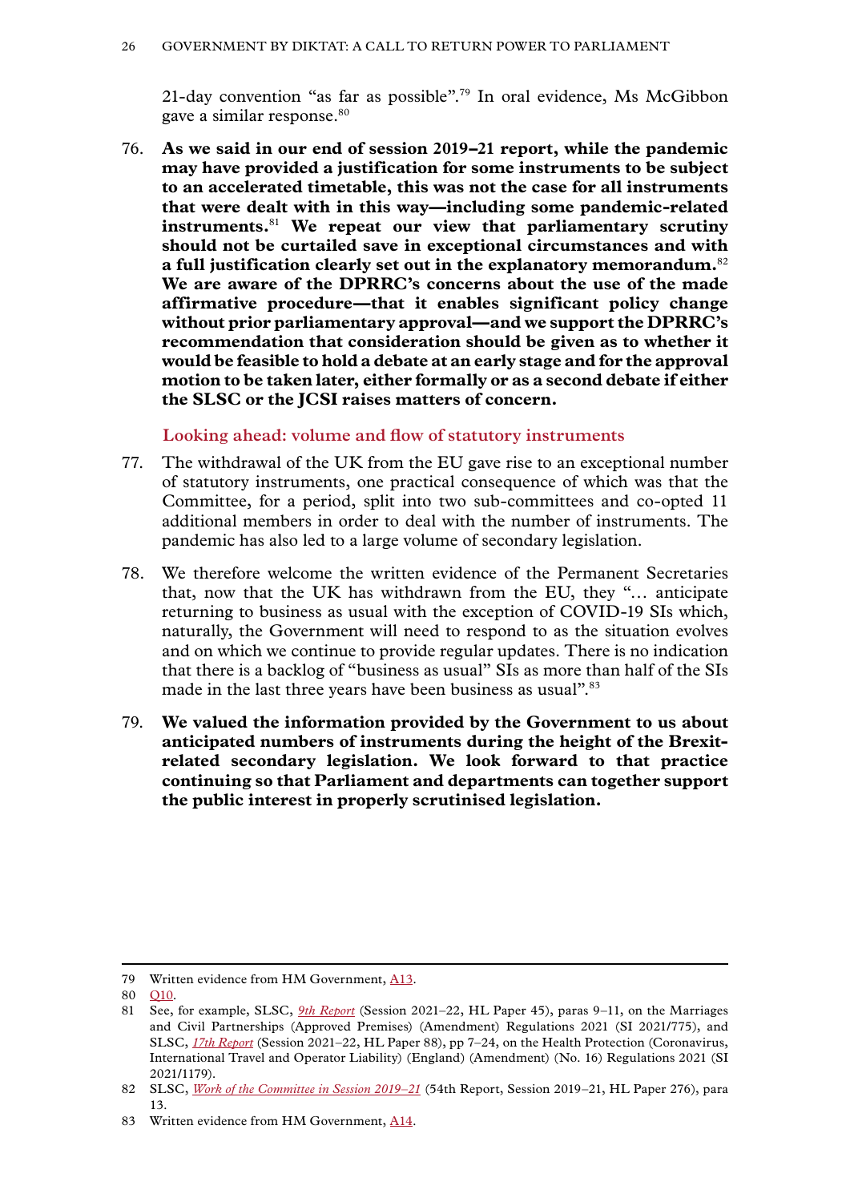21-day convention "as far as possible".[79] In oral evidence, Ms McGibbon gave a similar response.[80]

76. **As we said in our end of session 2019–21 report, while the pandemic may have provided a justification for some instruments to be subject to an accelerated timetable, this was not the case for all instruments that were dealt with in this way—including some pandemic-related instruments.**[81] **We repeat our view that parliamentary scrutiny should not be curtailed save in exceptional circumstances and with a full justification clearly set out in the explanatory memorandum.**[82] **We are aware of the DPRRC's concerns about the use of the made affirmative procedure—that it enables significant policy change without prior parliamentary approval—and we support the DPRRC's recommendation that consideration should be given as to whether it would be feasible to hold a debate at an early stage and for the approval motion to be taken later, either formally or as a second debate if either the SLSC or the JCSI raises matters of concern.**

### Looking ahead: volume and flow of statutory instruments

77. The withdrawal of the UK from the EU gave rise to an exceptional number of statutory instruments, one practical consequence of which was that the Committee, for a period, split into two sub-committees and co-opted 11 additional members in order to deal with the number of instruments. The pandemic has also led to a large volume of secondary legislation.

78. We therefore welcome the written evidence of the Permanent Secretaries that, now that the UK has withdrawn from the EU, they "… anticipate returning to business as usual with the exception of COVID-19 SIs which, naturally, the Government will need to respond to as the situation evolves and on which we continue to provide regular updates. There is no indication that there is a backlog of "business as usual" SIs as more than half of the SIs made in the last three years have been business as usual".[83]

79. **We valued the information provided by the Government to us about anticipated numbers of instruments during the height of the Brexit-related secondary legislation. We look forward to that practice continuing so that Parliament and departments can together support the public interest in properly scrutinised legislation.**

---

79 Written evidence from HM Government, A13.

80 Q10.

81 See, for example, SLSC, *9th Report* (Session 2021–22, HL Paper 45), paras 9–11, on the Marriages and Civil Partnerships (Approved Premises) (Amendment) Regulations 2021 (SI 2021/775), and SLSC, *17th Report* (Session 2021–22, HL Paper 88), pp 7–24, on the Health Protection (Coronavirus, International Travel and Operator Liability) (England) (Amendment) (No. 16) Regulations 2021 (SI 2021/1179).

82 SLSC, *Work of the Committee in Session 2019–21* (54th Report, Session 2019–21, HL Paper 276), para 13.

83 Written evidence from HM Government, A14.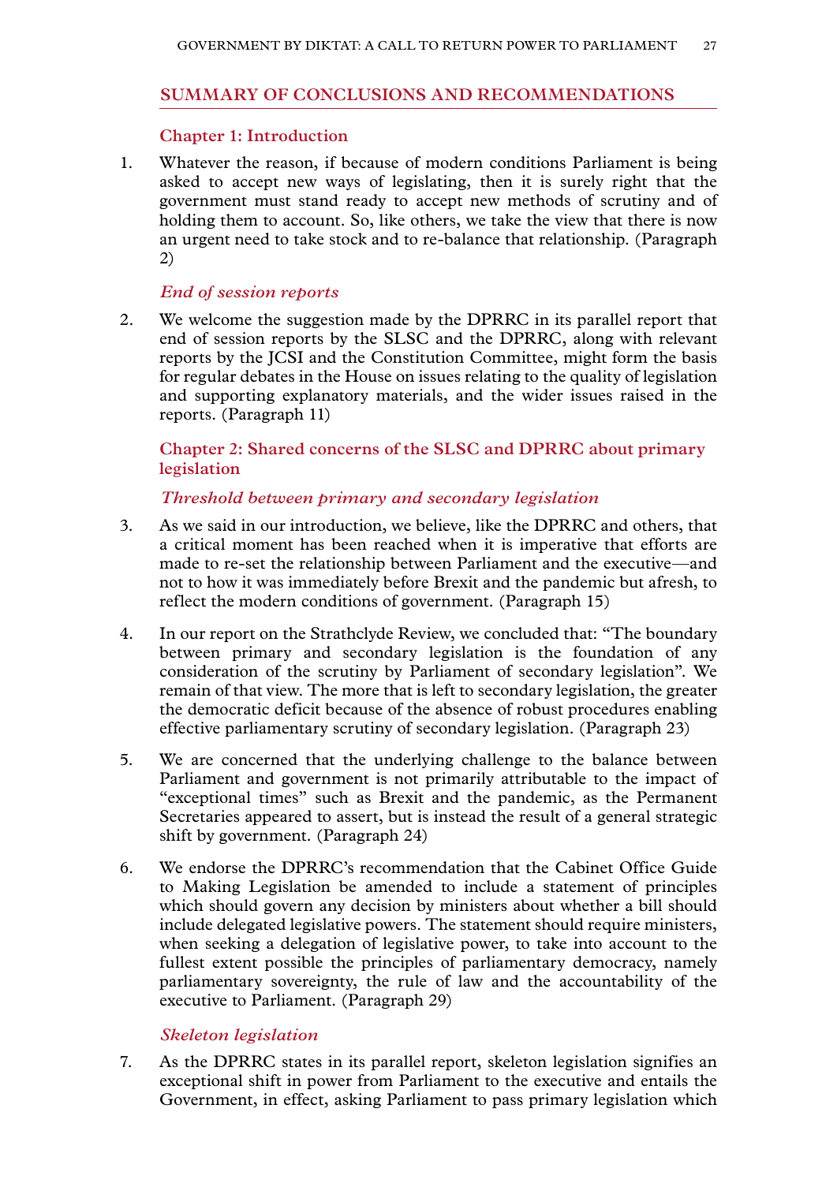## SUMMARY OF CONCLUSIONS AND RECOMMENDATIONS

### Chapter 1: Introduction

1. Whatever the reason, if because of modern conditions Parliament is being asked to accept new ways of legislating, then it is surely right that the government must stand ready to accept new methods of scrutiny and of holding them to account. So, like others, we take the view that there is now an urgent need to take stock and to re-balance that relationship. (Paragraph 2)

#### *End of session reports*

2. We welcome the suggestion made by the DPRRC in its parallel report that end of session reports by the SLSC and the DPRRC, along with relevant reports by the JCSI and the Constitution Committee, might form the basis for regular debates in the House on issues relating to the quality of legislation and supporting explanatory materials, and the wider issues raised in the reports. (Paragraph 11)

### Chapter 2: Shared concerns of the SLSC and DPRRC about primary legislation

#### *Threshold between primary and secondary legislation*

3. As we said in our introduction, we believe, like the DPRRC and others, that a critical moment has been reached when it is imperative that efforts are made to re-set the relationship between Parliament and the executive—and not to how it was immediately before Brexit and the pandemic but afresh, to reflect the modern conditions of government. (Paragraph 15)

4. In our report on the Strathclyde Review, we concluded that: "The boundary between primary and secondary legislation is the foundation of any consideration of the scrutiny by Parliament of secondary legislation". We remain of that view. The more that is left to secondary legislation, the greater the democratic deficit because of the absence of robust procedures enabling effective parliamentary scrutiny of secondary legislation. (Paragraph 23)

5. We are concerned that the underlying challenge to the balance between Parliament and government is not primarily attributable to the impact of "exceptional times" such as Brexit and the pandemic, as the Permanent Secretaries appeared to assert, but is instead the result of a general strategic shift by government. (Paragraph 24)

6. We endorse the DPRRC's recommendation that the Cabinet Office Guide to Making Legislation be amended to include a statement of principles which should govern any decision by ministers about whether a bill should include delegated legislative powers. The statement should require ministers, when seeking a delegation of legislative power, to take into account to the fullest extent possible the principles of parliamentary democracy, namely parliamentary sovereignty, the rule of law and the accountability of the executive to Parliament. (Paragraph 29)

#### *Skeleton legislation*

7. As the DPRRC states in its parallel report, skeleton legislation signifies an exceptional shift in power from Parliament to the executive and entails the Government, in effect, asking Parliament to pass primary legislation which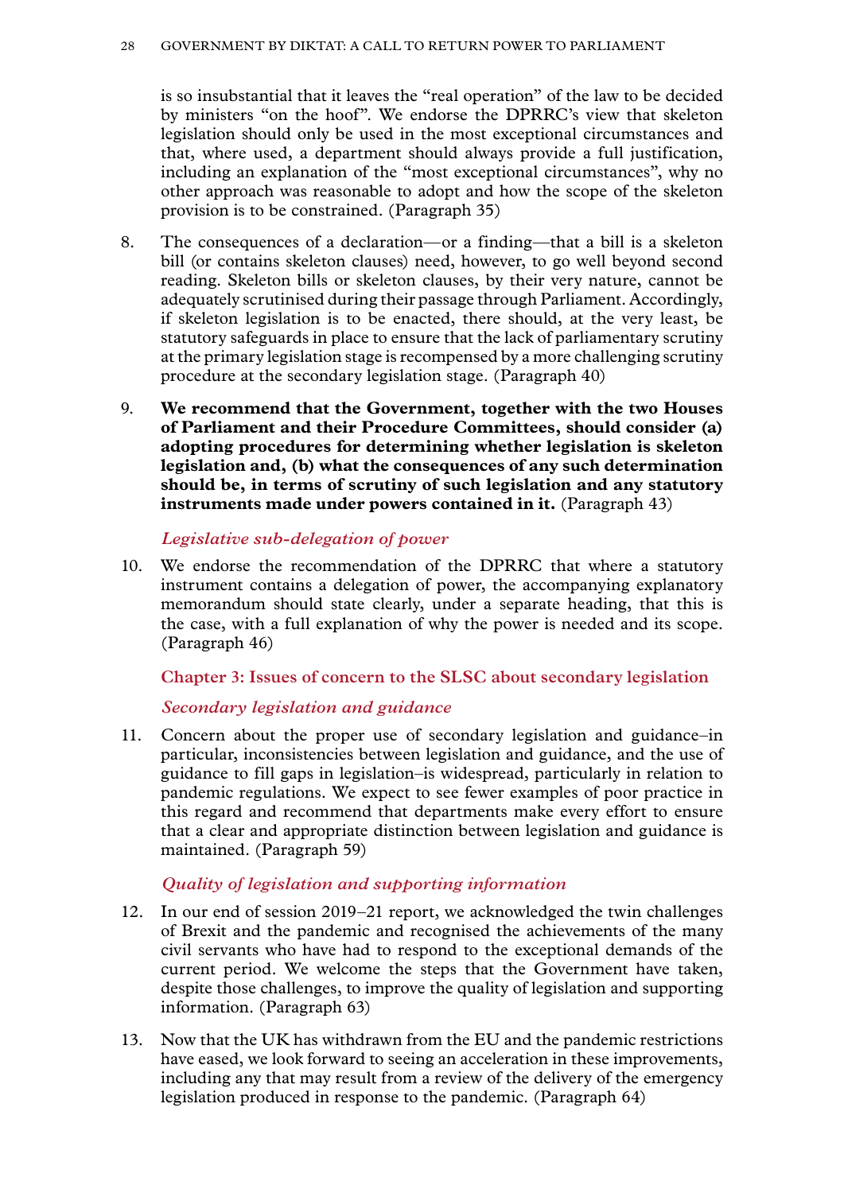is so insubstantial that it leaves the "real operation" of the law to be decided by ministers "on the hoof". We endorse the DPRRC's view that skeleton legislation should only be used in the most exceptional circumstances and that, where used, a department should always provide a full justification, including an explanation of the "most exceptional circumstances", why no other approach was reasonable to adopt and how the scope of the skeleton provision is to be constrained. (Paragraph 35)

8. The consequences of a declaration—or a finding—that a bill is a skeleton bill (or contains skeleton clauses) need, however, to go well beyond second reading. Skeleton bills or skeleton clauses, by their very nature, cannot be adequately scrutinised during their passage through Parliament. Accordingly, if skeleton legislation is to be enacted, there should, at the very least, be statutory safeguards in place to ensure that the lack of parliamentary scrutiny at the primary legislation stage is recompensed by a more challenging scrutiny procedure at the secondary legislation stage. (Paragraph 40)

9. **We recommend that the Government, together with the two Houses of Parliament and their Procedure Committees, should consider (a) adopting procedures for determining whether legislation is skeleton legislation and, (b) what the consequences of any such determination should be, in terms of scrutiny of such legislation and any statutory instruments made under powers contained in it.** (Paragraph 43)

### *Legislative sub-delegation of power*

10. We endorse the recommendation of the DPRRC that where a statutory instrument contains a delegation of power, the accompanying explanatory memorandum should state clearly, under a separate heading, that this is the case, with a full explanation of why the power is needed and its scope. (Paragraph 46)

## Chapter 3: Issues of concern to the SLSC about secondary legislation

### *Secondary legislation and guidance*

11. Concern about the proper use of secondary legislation and guidance–in particular, inconsistencies between legislation and guidance, and the use of guidance to fill gaps in legislation–is widespread, particularly in relation to pandemic regulations. We expect to see fewer examples of poor practice in this regard and recommend that departments make every effort to ensure that a clear and appropriate distinction between legislation and guidance is maintained. (Paragraph 59)

### *Quality of legislation and supporting information*

12. In our end of session 2019–21 report, we acknowledged the twin challenges of Brexit and the pandemic and recognised the achievements of the many civil servants who have had to respond to the exceptional demands of the current period. We welcome the steps that the Government have taken, despite those challenges, to improve the quality of legislation and supporting information. (Paragraph 63)

13. Now that the UK has withdrawn from the EU and the pandemic restrictions have eased, we look forward to seeing an acceleration in these improvements, including any that may result from a review of the delivery of the emergency legislation produced in response to the pandemic. (Paragraph 64)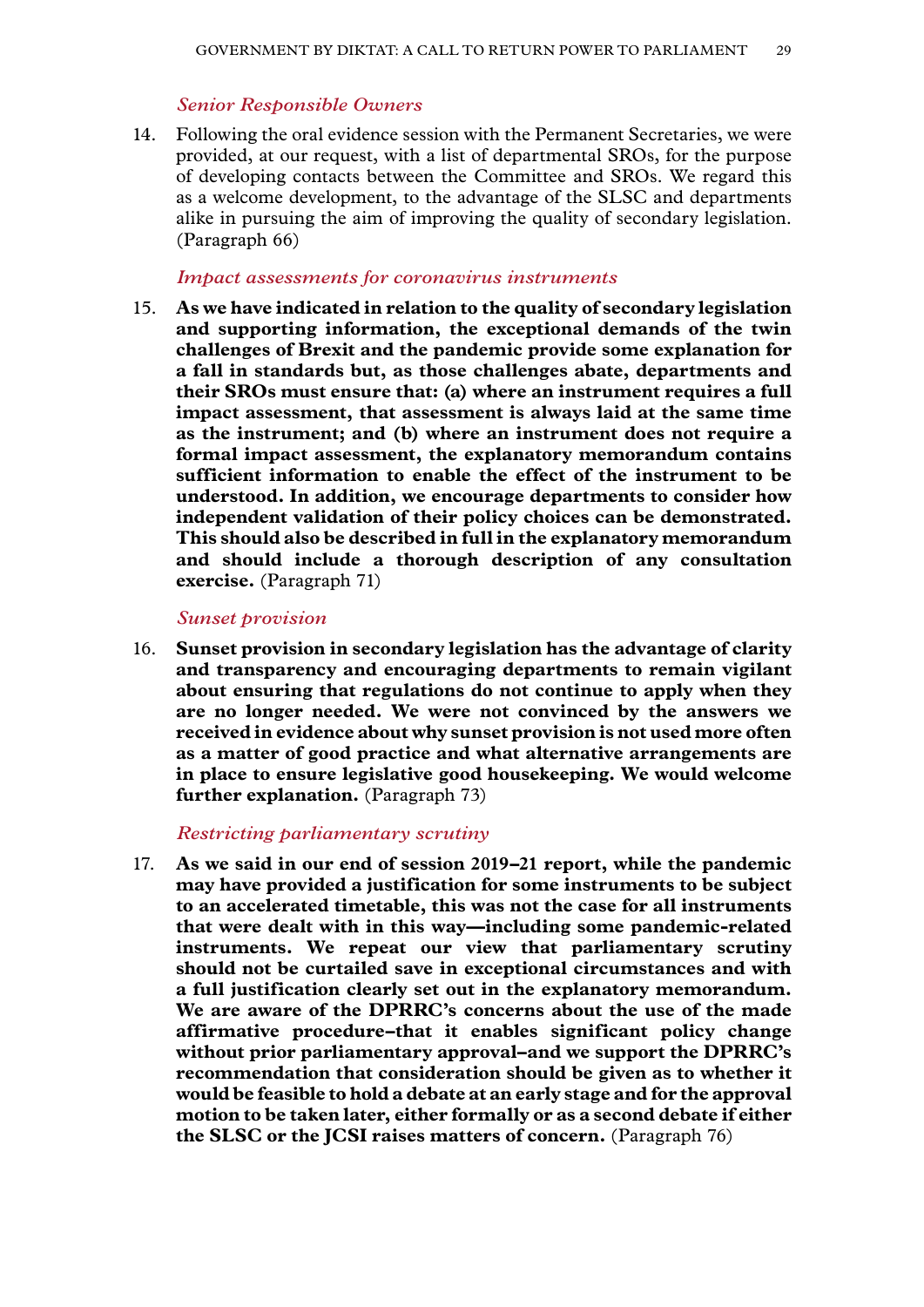*Senior Responsible Owners*

14. Following the oral evidence session with the Permanent Secretaries, we were provided, at our request, with a list of departmental SROs, for the purpose of developing contacts between the Committee and SROs. We regard this as a welcome development, to the advantage of the SLSC and departments alike in pursuing the aim of improving the quality of secondary legislation. (Paragraph 66)

*Impact assessments for coronavirus instruments*

15. **As we have indicated in relation to the quality of secondary legislation and supporting information, the exceptional demands of the twin challenges of Brexit and the pandemic provide some explanation for a fall in standards but, as those challenges abate, departments and their SROs must ensure that: (a) where an instrument requires a full impact assessment, that assessment is always laid at the same time as the instrument; and (b) where an instrument does not require a formal impact assessment, the explanatory memorandum contains sufficient information to enable the effect of the instrument to be understood. In addition, we encourage departments to consider how independent validation of their policy choices can be demonstrated. This should also be described in full in the explanatory memorandum and should include a thorough description of any consultation exercise.** (Paragraph 71)

*Sunset provision*

16. **Sunset provision in secondary legislation has the advantage of clarity and transparency and encouraging departments to remain vigilant about ensuring that regulations do not continue to apply when they are no longer needed. We were not convinced by the answers we received in evidence about why sunset provision is not used more often as a matter of good practice and what alternative arrangements are in place to ensure legislative good housekeeping. We would welcome further explanation.** (Paragraph 73)

*Restricting parliamentary scrutiny*

17. **As we said in our end of session 2019–21 report, while the pandemic may have provided a justification for some instruments to be subject to an accelerated timetable, this was not the case for all instruments that were dealt with in this way—including some pandemic-related instruments. We repeat our view that parliamentary scrutiny should not be curtailed save in exceptional circumstances and with a full justification clearly set out in the explanatory memorandum. We are aware of the DPRRC's concerns about the use of the made affirmative procedure–that it enables significant policy change without prior parliamentary approval–and we support the DPRRC's recommendation that consideration should be given as to whether it would be feasible to hold a debate at an early stage and for the approval motion to be taken later, either formally or as a second debate if either the SLSC or the JCSI raises matters of concern.** (Paragraph 76)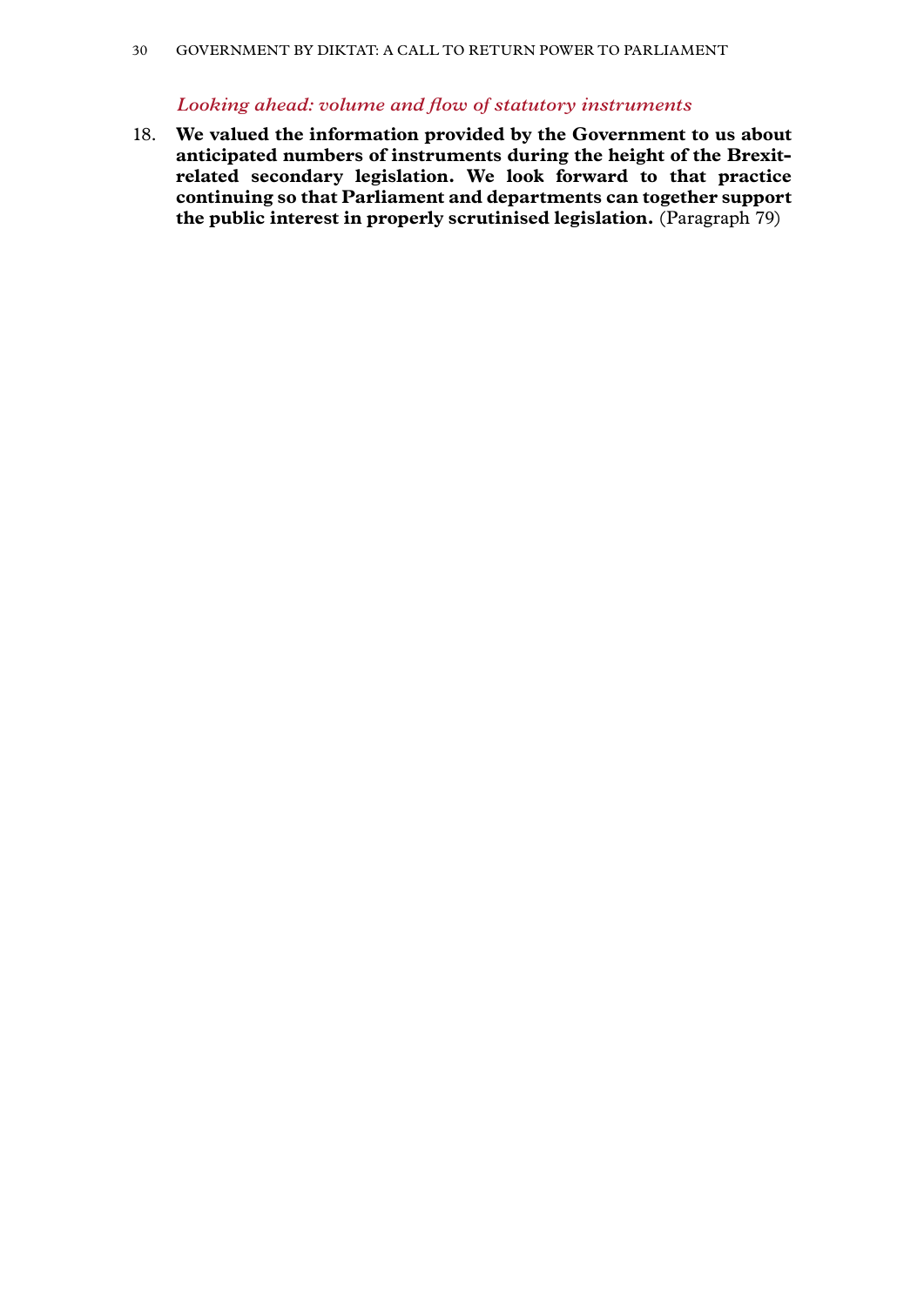### *Looking ahead: volume and flow of statutory instruments*

18. **We valued the information provided by the Government to us about anticipated numbers of instruments during the height of the Brexit-related secondary legislation. We look forward to that practice continuing so that Parliament and departments can together support the public interest in properly scrutinised legislation.** (Paragraph 79)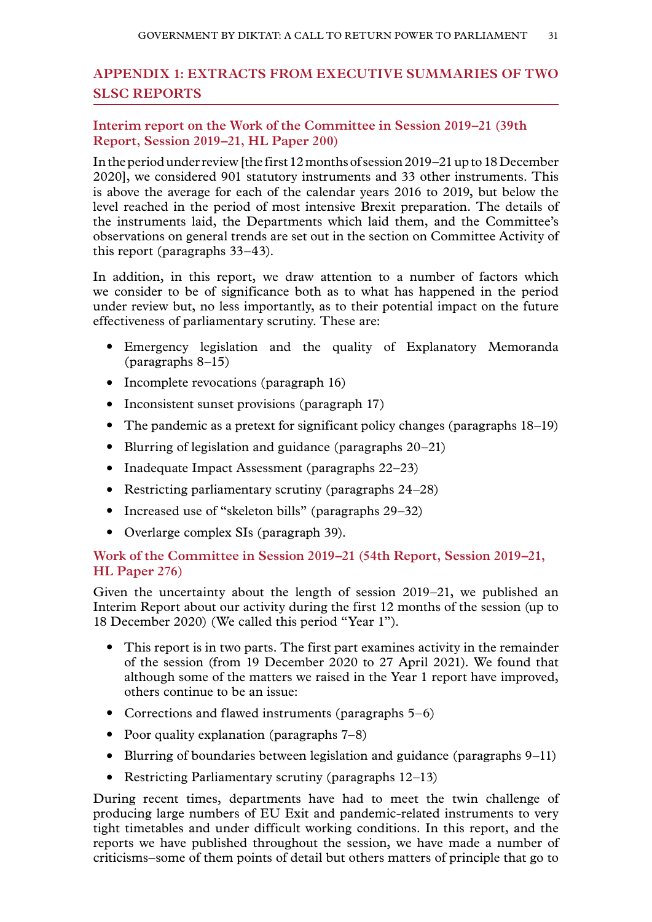## APPENDIX 1: EXTRACTS FROM EXECUTIVE SUMMARIES OF TWO SLSC REPORTS

### Interim report on the Work of the Committee in Session 2019–21 (39th Report, Session 2019–21, HL Paper 200)

In the period under review [the first 12 months of session 2019–21 up to 18 December 2020], we considered 901 statutory instruments and 33 other instruments. This is above the average for each of the calendar years 2016 to 2019, but below the level reached in the period of most intensive Brexit preparation. The details of the instruments laid, the Departments which laid them, and the Committee's observations on general trends are set out in the section on Committee Activity of this report (paragraphs 33–43).

In addition, in this report, we draw attention to a number of factors which we consider to be of significance both as to what has happened in the period under review but, no less importantly, as to their potential impact on the future effectiveness of parliamentary scrutiny. These are:

- Emergency legislation and the quality of Explanatory Memoranda (paragraphs 8–15)
- Incomplete revocations (paragraph 16)
- Inconsistent sunset provisions (paragraph 17)
- The pandemic as a pretext for significant policy changes (paragraphs 18–19)
- Blurring of legislation and guidance (paragraphs 20–21)
- Inadequate Impact Assessment (paragraphs 22–23)
- Restricting parliamentary scrutiny (paragraphs 24–28)
- Increased use of "skeleton bills" (paragraphs 29–32)
- Overlarge complex SIs (paragraph 39).

### Work of the Committee in Session 2019–21 (54th Report, Session 2019–21, HL Paper 276)

Given the uncertainty about the length of session 2019–21, we published an Interim Report about our activity during the first 12 months of the session (up to 18 December 2020) (We called this period "Year 1").

- This report is in two parts. The first part examines activity in the remainder of the session (from 19 December 2020 to 27 April 2021). We found that although some of the matters we raised in the Year 1 report have improved, others continue to be an issue:
- Corrections and flawed instruments (paragraphs 5–6)
- Poor quality explanation (paragraphs 7–8)
- Blurring of boundaries between legislation and guidance (paragraphs 9–11)
- Restricting Parliamentary scrutiny (paragraphs 12–13)

During recent times, departments have had to meet the twin challenge of producing large numbers of EU Exit and pandemic-related instruments to very tight timetables and under difficult working conditions. In this report, and the reports we have published throughout the session, we have made a number of criticisms–some of them points of detail but others matters of principle that go to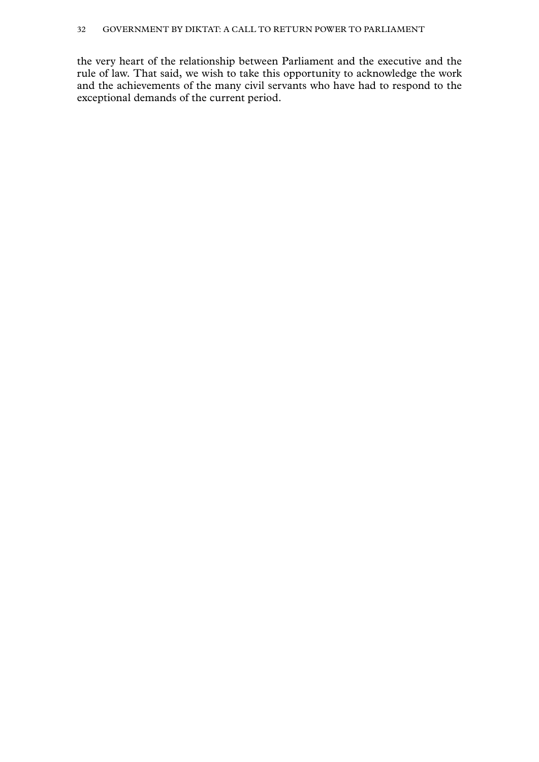the very heart of the relationship between Parliament and the executive and the rule of law. That said, we wish to take this opportunity to acknowledge the work and the achievements of the many civil servants who have had to respond to the exceptional demands of the current period.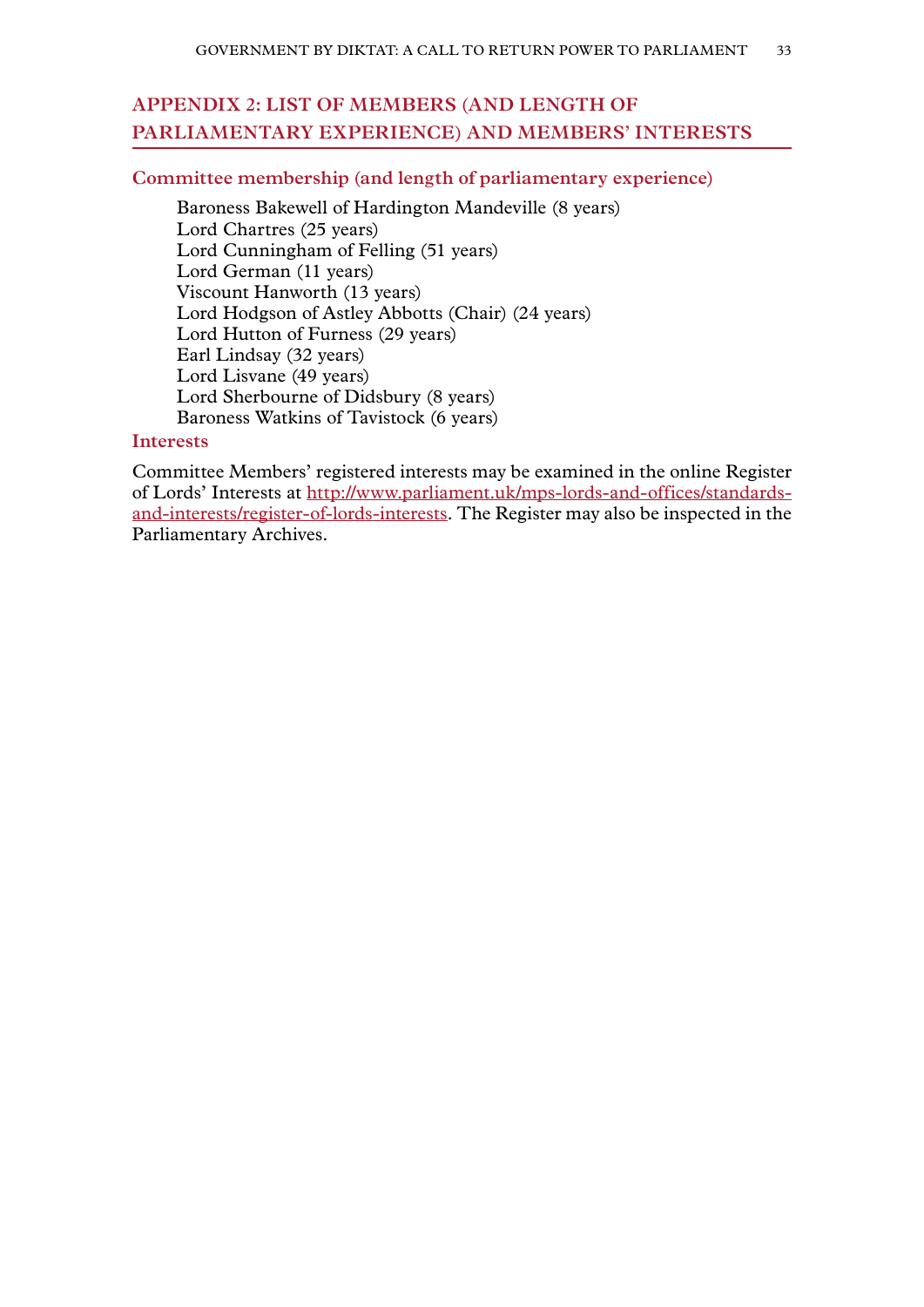## APPENDIX 2: LIST OF MEMBERS (AND LENGTH OF PARLIAMENTARY EXPERIENCE) AND MEMBERS' INTERESTS

### Committee membership (and length of parliamentary experience)

Baroness Bakewell of Hardington Mandeville (8 years)
Lord Chartres (25 years)
Lord Cunningham of Felling (51 years)
Lord German (11 years)
Viscount Hanworth (13 years)
Lord Hodgson of Astley Abbotts (Chair) (24 years)
Lord Hutton of Furness (29 years)
Earl Lindsay (32 years)
Lord Lisvane (49 years)
Lord Sherbourne of Didsbury (8 years)
Baroness Watkins of Tavistock (6 years)

### Interests

Committee Members' registered interests may be examined in the online Register of Lords' Interests at http://www.parliament.uk/mps-lords-and-offices/standards-and-interests/register-of-lords-interests. The Register may also be inspected in the Parliamentary Archives.